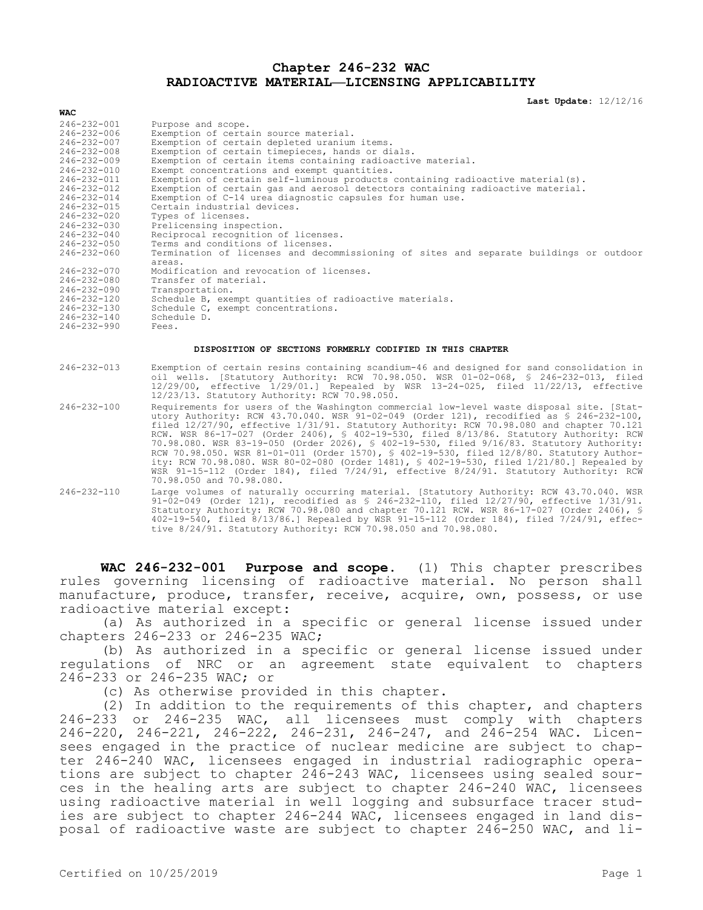# Chapter 246-232 WAC
# RADIOACTIVE MATERIAL—LICENSING APPLICABILITY

**Last Update:** 12/12/16

| WAC | |
|---|---|
| 246-232-001 | Purpose and scope. |
| 246-232-006 | Exemption of certain source material. |
| 246-232-007 | Exemption of certain depleted uranium items. |
| 246-232-008 | Exemption of certain timepieces, hands or dials. |
| 246-232-009 | Exemption of certain items containing radioactive material. |
| 246-232-010 | Exempt concentrations and exempt quantities. |
| 246-232-011 | Exemption of certain self-luminous products containing radioactive material(s). |
| 246-232-012 | Exemption of certain gas and aerosol detectors containing radioactive material. |
| 246-232-014 | Exemption of C-14 urea diagnostic capsules for human use. |
| 246-232-015 | Certain industrial devices. |
| 246-232-020 | Types of licenses. |
| 246-232-030 | Prelicensing inspection. |
| 246-232-040 | Reciprocal recognition of licenses. |
| 246-232-050 | Terms and conditions of licenses. |
| 246-232-060 | Termination of licenses and decommissioning of sites and separate buildings or outdoor areas. |
| 246-232-070 | Modification and revocation of licenses. |
| 246-232-080 | Transfer of material. |
| 246-232-090 | Transportation. |
| 246-232-120 | Schedule B, exempt quantities of radioactive materials. |
| 246-232-130 | Schedule C, exempt concentrations. |
| 246-232-140 | Schedule D. |
| 246-232-990 | Fees. |

**DISPOSITION OF SECTIONS FORMERLY CODIFIED IN THIS CHAPTER**

| | |
|---|---|
| 246-232-013 | Exemption of certain resins containing scandium-46 and designed for sand consolidation in oil wells. [Statutory Authority: RCW 70.98.050. WSR 01-02-068, § 246-232-013, filed 12/29/00, effective 1/29/01.] Repealed by WSR 13-24-025, filed 11/22/13, effective 12/23/13. Statutory Authority: RCW 70.98.050. |
| 246-232-100 | Requirements for users of the Washington commercial low-level waste disposal site. [Statutory Authority: RCW 43.70.040. WSR 91-02-049 (Order 121), recodified as § 246-232-100, filed 12/27/90, effective 1/31/91. Statutory Authority: RCW 70.98.080 and chapter 70.121 RCW. WSR 86-17-027 (Order 2406), § 402-19-530, filed 8/13/86. Statutory Authority: RCW 70.98.080. WSR 83-19-050 (Order 2026), § 402-19-530, filed 9/16/83. Statutory Authority: RCW 70.98.050. WSR 81-01-011 (Order 1570), § 402-19-530, filed 12/8/80. Statutory Authority: RCW 70.98.080. WSR 80-02-080 (Order 1481), § 402-19-530, filed 1/21/80.] Repealed by WSR 91-15-112 (Order 184), filed 7/24/91, effective 8/24/91. Statutory Authority: RCW 70.98.050 and 70.98.080. |
| 246-232-110 | Large volumes of naturally occurring material. [Statutory Authority: RCW 43.70.040. WSR 91-02-049 (Order 121), recodified as § 246-232-110, filed 12/27/90, effective 1/31/91. Statutory Authority: RCW 70.98.080 and chapter 70.121 RCW. WSR 86-17-027 (Order 2406), § 402-19-540, filed 8/13/86.] Repealed by WSR 91-15-112 (Order 184), filed 7/24/91, effective 8/24/91. Statutory Authority: RCW 70.98.050 and 70.98.080. |

**WAC 246-232-001 Purpose and scope.** (1) This chapter prescribes rules governing licensing of radioactive material. No person shall manufacture, produce, transfer, receive, acquire, own, possess, or use radioactive material except:

(a) As authorized in a specific or general license issued under chapters 246-233 or 246-235 WAC;

(b) As authorized in a specific or general license issued under regulations of NRC or an agreement state equivalent to chapters 246-233 or 246-235 WAC; or

(c) As otherwise provided in this chapter.

(2) In addition to the requirements of this chapter, and chapters 246-233 or 246-235 WAC, all licensees must comply with chapters 246-220, 246-221, 246-222, 246-231, 246-247, and 246-254 WAC. Licensees engaged in the practice of nuclear medicine are subject to chapter 246-240 WAC, licensees engaged in industrial radiographic operations are subject to chapter 246-243 WAC, licensees using sealed sources in the healing arts are subject to chapter 246-240 WAC, licensees using radioactive material in well logging and subsurface tracer studies are subject to chapter 246-244 WAC, licensees engaged in land disposal of radioactive waste are subject to chapter 246-250 WAC, and li-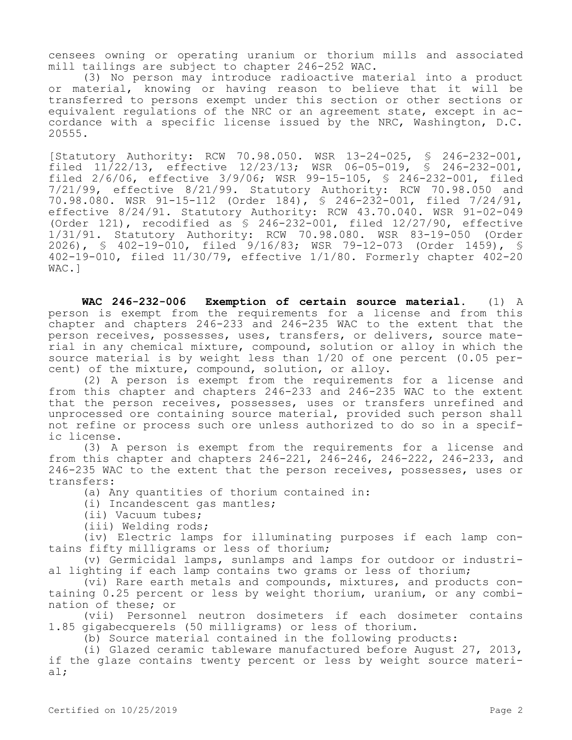censees owning or operating uranium or thorium mills and associated mill tailings are subject to chapter 246-252 WAC.

(3) No person may introduce radioactive material into a product or material, knowing or having reason to believe that it will be transferred to persons exempt under this section or other sections or equivalent regulations of the NRC or an agreement state, except in accordance with a specific license issued by the NRC, Washington, D.C. 20555.

[Statutory Authority: RCW 70.98.050. WSR 13-24-025, § 246-232-001, filed 11/22/13, effective 12/23/13; WSR 06-05-019, § 246-232-001, filed 2/6/06, effective 3/9/06; WSR 99-15-105, § 246-232-001, filed 7/21/99, effective 8/21/99. Statutory Authority: RCW 70.98.050 and 70.98.080. WSR 91-15-112 (Order 184), § 246-232-001, filed 7/24/91, effective 8/24/91. Statutory Authority: RCW 43.70.040. WSR 91-02-049 (Order 121), recodified as § 246-232-001, filed 12/27/90, effective 1/31/91. Statutory Authority: RCW 70.98.080. WSR 83-19-050 (Order 2026), § 402-19-010, filed 9/16/83; WSR 79-12-073 (Order 1459), § 402-19-010, filed 11/30/79, effective 1/1/80. Formerly chapter 402-20 WAC.]

**WAC 246-232-006 Exemption of certain source material.** (1) A person is exempt from the requirements for a license and from this chapter and chapters 246-233 and 246-235 WAC to the extent that the person receives, possesses, uses, transfers, or delivers, source material in any chemical mixture, compound, solution or alloy in which the source material is by weight less than 1/20 of one percent (0.05 percent) of the mixture, compound, solution, or alloy.

(2) A person is exempt from the requirements for a license and from this chapter and chapters 246-233 and 246-235 WAC to the extent that the person receives, possesses, uses or transfers unrefined and unprocessed ore containing source material, provided such person shall not refine or process such ore unless authorized to do so in a specific license.

(3) A person is exempt from the requirements for a license and from this chapter and chapters 246-221, 246-246, 246-222, 246-233, and 246-235 WAC to the extent that the person receives, possesses, uses or transfers:

(a) Any quantities of thorium contained in:

(i) Incandescent gas mantles;

(ii) Vacuum tubes;

(iii) Welding rods;

(iv) Electric lamps for illuminating purposes if each lamp contains fifty milligrams or less of thorium;

(v) Germicidal lamps, sunlamps and lamps for outdoor or industrial lighting if each lamp contains two grams or less of thorium;

(vi) Rare earth metals and compounds, mixtures, and products containing 0.25 percent or less by weight thorium, uranium, or any combination of these; or

(vii) Personnel neutron dosimeters if each dosimeter contains 1.85 gigabecquerels (50 milligrams) or less of thorium.

(b) Source material contained in the following products:

(i) Glazed ceramic tableware manufactured before August 27, 2013, if the glaze contains twenty percent or less by weight source material;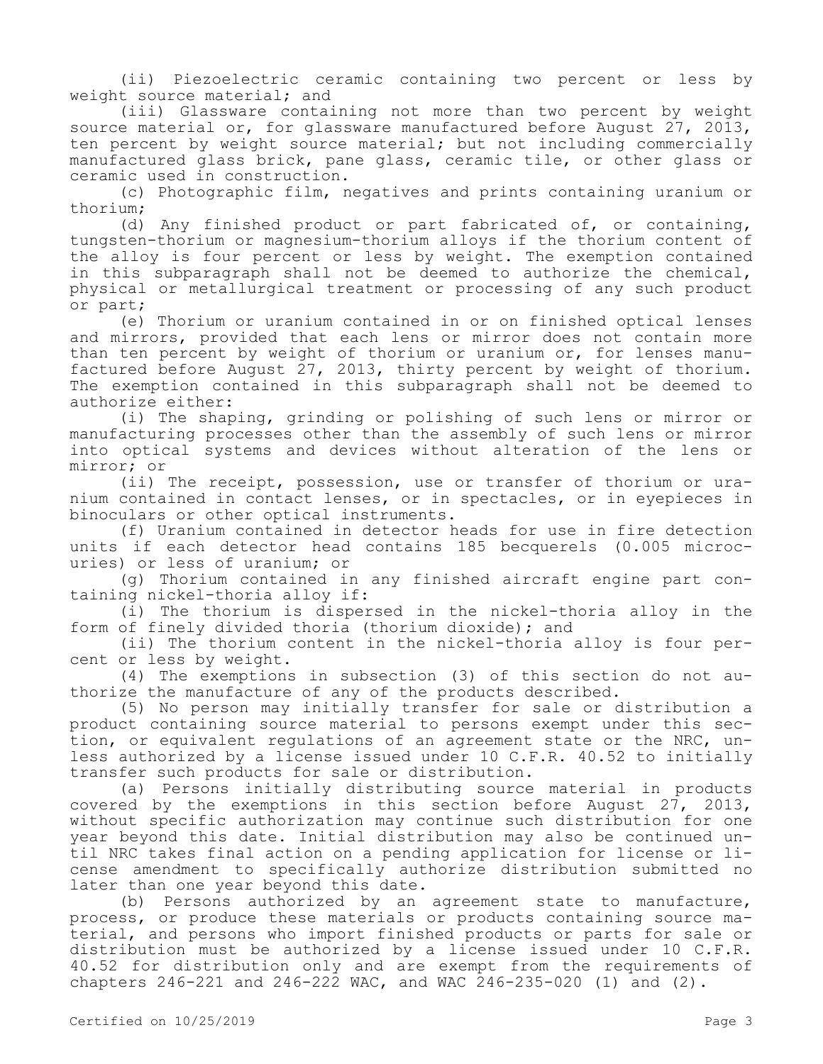(ii) Piezoelectric ceramic containing two percent or less by weight source material; and

(iii) Glassware containing not more than two percent by weight source material or, for glassware manufactured before August 27, 2013, ten percent by weight source material; but not including commercially manufactured glass brick, pane glass, ceramic tile, or other glass or ceramic used in construction.

(c) Photographic film, negatives and prints containing uranium or thorium;

(d) Any finished product or part fabricated of, or containing, tungsten-thorium or magnesium-thorium alloys if the thorium content of the alloy is four percent or less by weight. The exemption contained in this subparagraph shall not be deemed to authorize the chemical, physical or metallurgical treatment or processing of any such product or part;

(e) Thorium or uranium contained in or on finished optical lenses and mirrors, provided that each lens or mirror does not contain more than ten percent by weight of thorium or uranium or, for lenses manufactured before August 27, 2013, thirty percent by weight of thorium. The exemption contained in this subparagraph shall not be deemed to authorize either:

(i) The shaping, grinding or polishing of such lens or mirror or manufacturing processes other than the assembly of such lens or mirror into optical systems and devices without alteration of the lens or mirror; or

(ii) The receipt, possession, use or transfer of thorium or uranium contained in contact lenses, or in spectacles, or in eyepieces in binoculars or other optical instruments.

(f) Uranium contained in detector heads for use in fire detection units if each detector head contains 185 becquerels (0.005 microcuries) or less of uranium; or

(g) Thorium contained in any finished aircraft engine part containing nickel-thoria alloy if:

(i) The thorium is dispersed in the nickel-thoria alloy in the form of finely divided thoria (thorium dioxide); and

(ii) The thorium content in the nickel-thoria alloy is four percent or less by weight.

(4) The exemptions in subsection (3) of this section do not authorize the manufacture of any of the products described.

(5) No person may initially transfer for sale or distribution a product containing source material to persons exempt under this section, or equivalent regulations of an agreement state or the NRC, unless authorized by a license issued under 10 C.F.R. 40.52 to initially transfer such products for sale or distribution.

(a) Persons initially distributing source material in products covered by the exemptions in this section before August 27, 2013, without specific authorization may continue such distribution for one year beyond this date. Initial distribution may also be continued until NRC takes final action on a pending application for license or license amendment to specifically authorize distribution submitted no later than one year beyond this date.

(b) Persons authorized by an agreement state to manufacture, process, or produce these materials or products containing source material, and persons who import finished products or parts for sale or distribution must be authorized by a license issued under 10 C.F.R. 40.52 for distribution only and are exempt from the requirements of chapters 246-221 and 246-222 WAC, and WAC 246-235-020 (1) and (2).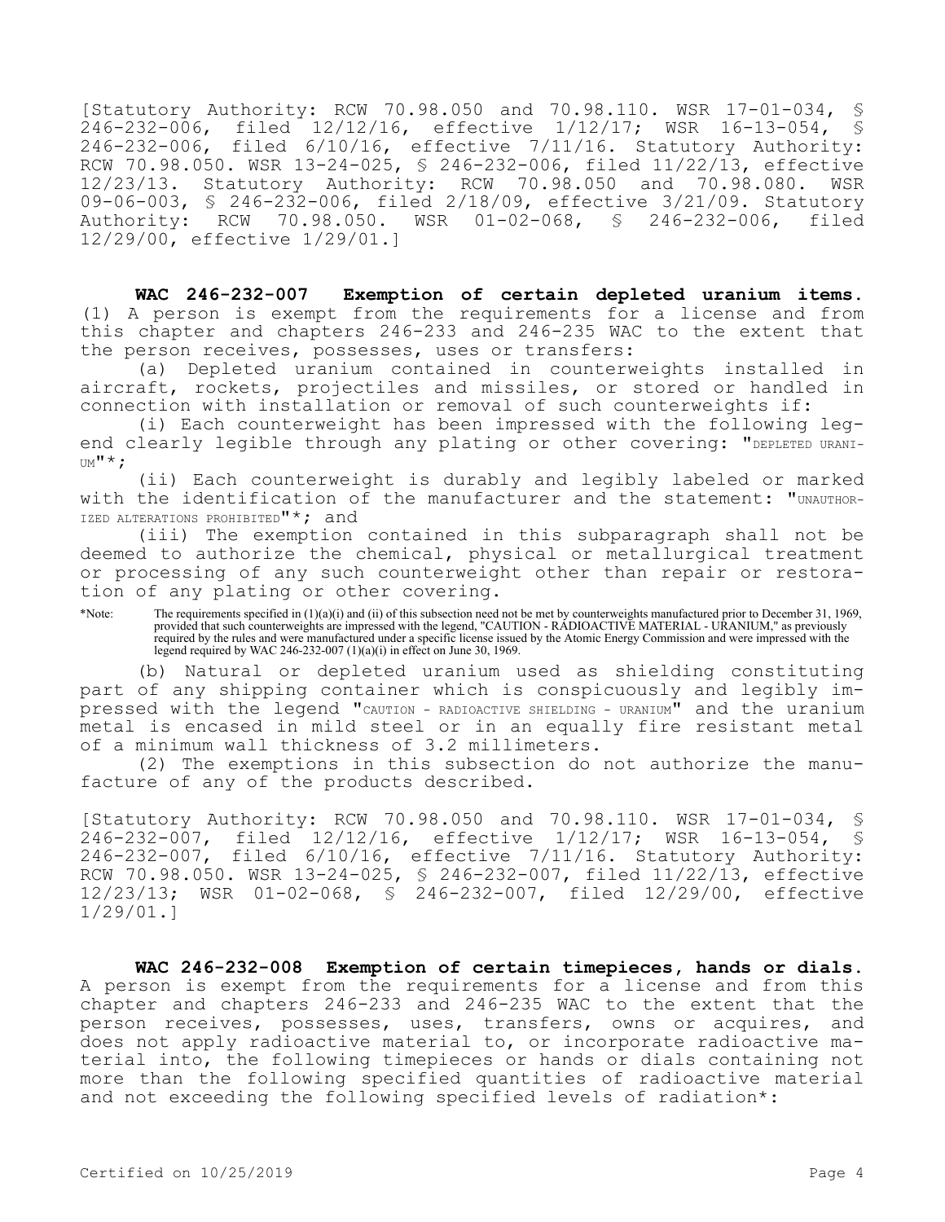[Statutory Authority: RCW 70.98.050 and 70.98.110. WSR 17-01-034, § 246-232-006, filed 12/12/16, effective 1/12/17; WSR 16-13-054, § 246-232-006, filed 6/10/16, effective 7/11/16. Statutory Authority: RCW 70.98.050. WSR 13-24-025, § 246-232-006, filed 11/22/13, effective 12/23/13. Statutory Authority: RCW 70.98.050 and 70.98.080. WSR 09-06-003, § 246-232-006, filed 2/18/09, effective 3/21/09. Statutory Authority: RCW 70.98.050. WSR 01-02-068, § 246-232-006, filed 12/29/00, effective 1/29/01.]

**WAC 246-232-007 Exemption of certain depleted uranium items.** (1) A person is exempt from the requirements for a license and from this chapter and chapters 246-233 and 246-235 WAC to the extent that the person receives, possesses, uses or transfers:

(a) Depleted uranium contained in counterweights installed in aircraft, rockets, projectiles and missiles, or stored or handled in connection with installation or removal of such counterweights if:

(i) Each counterweight has been impressed with the following legend clearly legible through any plating or other covering: "DEPLETED URANIUM"*;

(ii) Each counterweight is durably and legibly labeled or marked with the identification of the manufacturer and the statement: "UNAUTHORIZED ALTERATIONS PROHIBITED"*; and

(iii) The exemption contained in this subparagraph shall not be deemed to authorize the chemical, physical or metallurgical treatment or processing of any such counterweight other than repair or restoration of any plating or other covering.

*Note: The requirements specified in (1)(a)(i) and (ii) of this subsection need not be met by counterweights manufactured prior to December 31, 1969, provided that such counterweights are impressed with the legend, "CAUTION - RADIOACTIVE MATERIAL - URANIUM," as previously required by the rules and were manufactured under a specific license issued by the Atomic Energy Commission and were impressed with the legend required by WAC 246-232-007 (1)(a)(i) in effect on June 30, 1969.

(b) Natural or depleted uranium used as shielding constituting part of any shipping container which is conspicuously and legibly impressed with the legend "CAUTION - RADIOACTIVE SHIELDING - URANIUM" and the uranium metal is encased in mild steel or in an equally fire resistant metal of a minimum wall thickness of 3.2 millimeters.

(2) The exemptions in this subsection do not authorize the manufacture of any of the products described.

[Statutory Authority: RCW 70.98.050 and 70.98.110. WSR 17-01-034, § 246-232-007, filed 12/12/16, effective 1/12/17; WSR 16-13-054, § 246-232-007, filed 6/10/16, effective 7/11/16. Statutory Authority: RCW 70.98.050. WSR 13-24-025, § 246-232-007, filed 11/22/13, effective 12/23/13; WSR 01-02-068, § 246-232-007, filed 12/29/00, effective 1/29/01.]

**WAC 246-232-008 Exemption of certain timepieces, hands or dials.** A person is exempt from the requirements for a license and from this chapter and chapters 246-233 and 246-235 WAC to the extent that the person receives, possesses, uses, transfers, owns or acquires, and does not apply radioactive material to, or incorporate radioactive material into, the following timepieces or hands or dials containing not more than the following specified quantities of radioactive material and not exceeding the following specified levels of radiation*: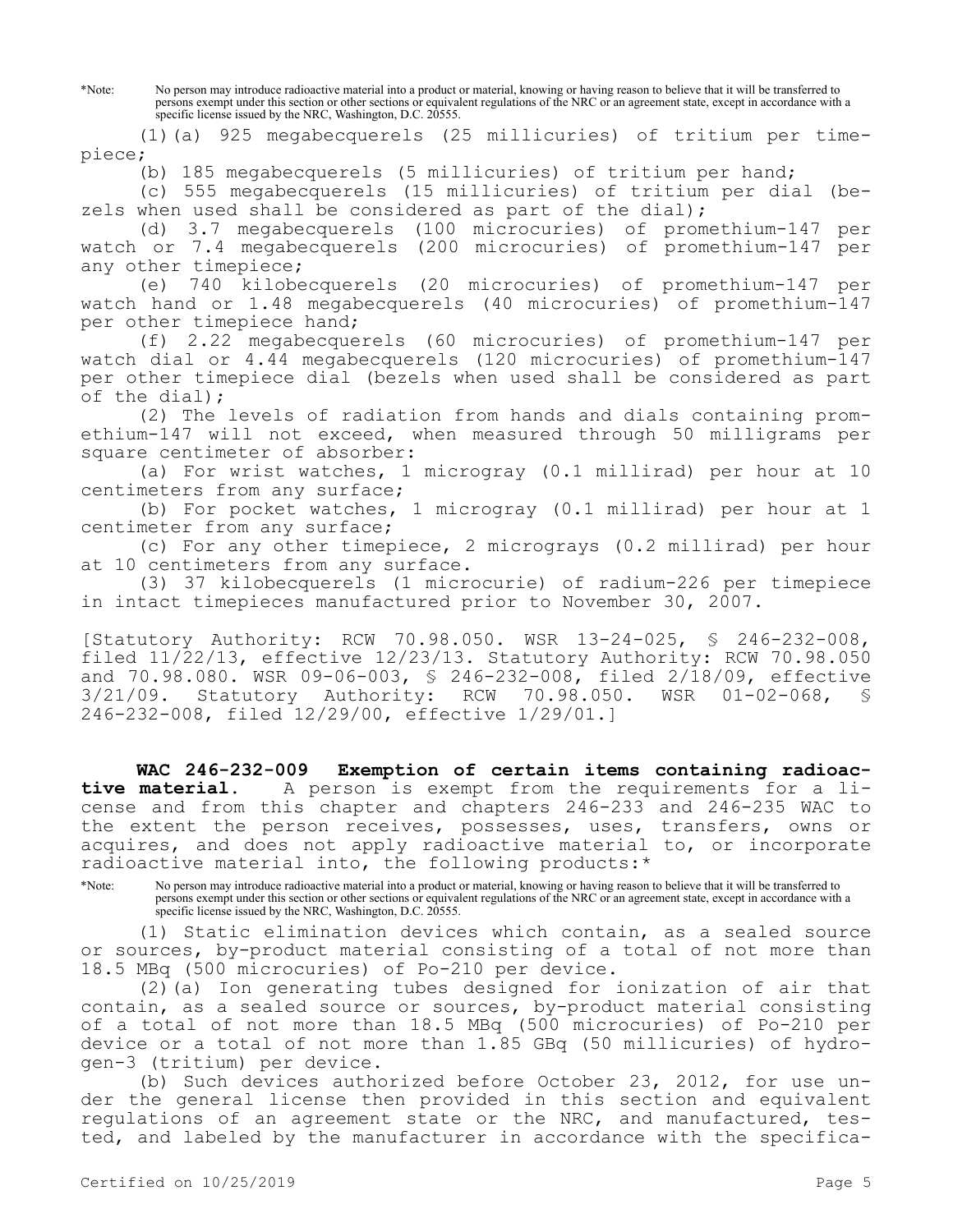*Note: No person may introduce radioactive material into a product or material, knowing or having reason to believe that it will be transferred to persons exempt under this section or other sections or equivalent regulations of the NRC or an agreement state, except in accordance with a specific license issued by the NRC, Washington, D.C. 20555.

(1)(a) 925 megabecquerels (25 millicuries) of tritium per timepiece;

(b) 185 megabecquerels (5 millicuries) of tritium per hand;

(c) 555 megabecquerels (15 millicuries) of tritium per dial (bezels when used shall be considered as part of the dial);

(d) 3.7 megabecquerels (100 microcuries) of promethium-147 per watch or 7.4 megabecquerels (200 microcuries) of promethium-147 per any other timepiece;

(e) 740 kilobecquerels (20 microcuries) of promethium-147 per watch hand or 1.48 megabecquerels (40 microcuries) of promethium-147 per other timepiece hand;

(f) 2.22 megabecquerels (60 microcuries) of promethium-147 per watch dial or 4.44 megabecquerels (120 microcuries) of promethium-147 per other timepiece dial (bezels when used shall be considered as part of the dial);

(2) The levels of radiation from hands and dials containing promethium-147 will not exceed, when measured through 50 milligrams per square centimeter of absorber:

(a) For wrist watches, 1 microgray (0.1 millirad) per hour at 10 centimeters from any surface;

(b) For pocket watches, 1 microgray (0.1 millirad) per hour at 1 centimeter from any surface;

(c) For any other timepiece, 2 micrograys (0.2 millirad) per hour at 10 centimeters from any surface.

(3) 37 kilobecquerels (1 microcurie) of radium-226 per timepiece in intact timepieces manufactured prior to November 30, 2007.

[Statutory Authority: RCW 70.98.050. WSR 13-24-025, § 246-232-008, filed 11/22/13, effective 12/23/13. Statutory Authority: RCW 70.98.050 and 70.98.080. WSR 09-06-003, § 246-232-008, filed 2/18/09, effective 3/21/09. Statutory Authority: RCW 70.98.050. WSR 01-02-068, § 246-232-008, filed 12/29/00, effective 1/29/01.]

**WAC 246-232-009 Exemption of certain items containing radioactive material.** A person is exempt from the requirements for a license and from this chapter and chapters 246-233 and 246-235 WAC to the extent the person receives, possesses, uses, transfers, owns or acquires, and does not apply radioactive material to, or incorporate radioactive material into, the following products:*

*Note: No person may introduce radioactive material into a product or material, knowing or having reason to believe that it will be transferred to persons exempt under this section or other sections or equivalent regulations of the NRC or an agreement state, except in accordance with a specific license issued by the NRC, Washington, D.C. 20555.

(1) Static elimination devices which contain, as a sealed source or sources, by-product material consisting of a total of not more than 18.5 MBq (500 microcuries) of Po-210 per device.

(2)(a) Ion generating tubes designed for ionization of air that contain, as a sealed source or sources, by-product material consisting of a total of not more than 18.5 MBq (500 microcuries) of Po-210 per device or a total of not more than 1.85 GBq (50 millicuries) of hydrogen-3 (tritium) per device.

(b) Such devices authorized before October 23, 2012, for use under the general license then provided in this section and equivalent regulations of an agreement state or the NRC, and manufactured, tested, and labeled by the manufacturer in accordance with the specifica-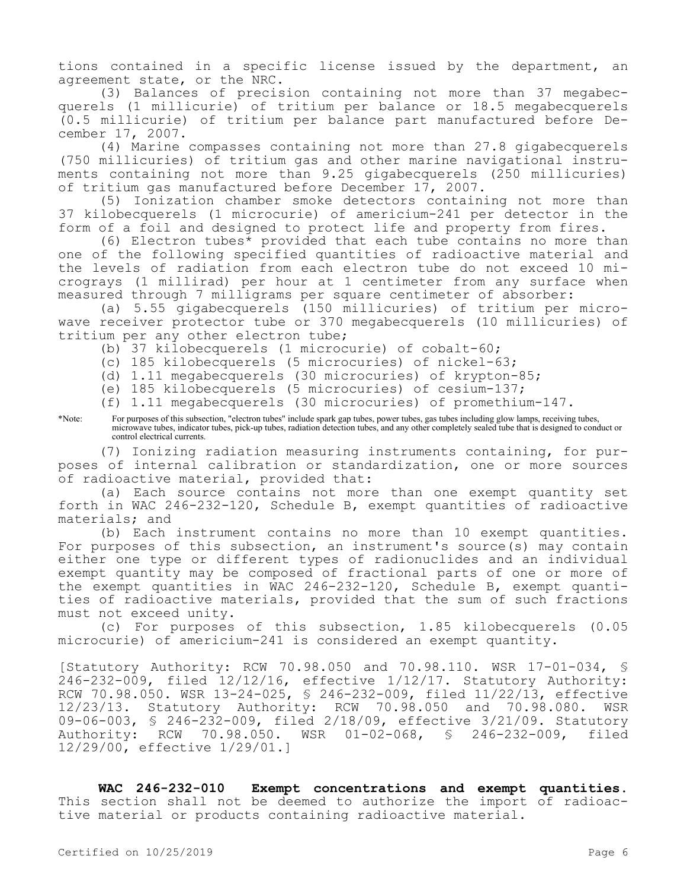tions contained in a specific license issued by the department, an agreement state, or the NRC.

(3) Balances of precision containing not more than 37 megabecquerels (1 millicurie) of tritium per balance or 18.5 megabecquerels (0.5 millicurie) of tritium per balance part manufactured before December 17, 2007.

(4) Marine compasses containing not more than 27.8 gigabecquerels (750 millicuries) of tritium gas and other marine navigational instruments containing not more than 9.25 gigabecquerels (250 millicuries) of tritium gas manufactured before December 17, 2007.

(5) Ionization chamber smoke detectors containing not more than 37 kilobecquerels (1 microcurie) of americium-241 per detector in the form of a foil and designed to protect life and property from fires.

(6) Electron tubes* provided that each tube contains no more than one of the following specified quantities of radioactive material and the levels of radiation from each electron tube do not exceed 10 micrograys (1 millirad) per hour at 1 centimeter from any surface when measured through 7 milligrams per square centimeter of absorber:

(a) 5.55 gigabecquerels (150 millicuries) of tritium per microwave receiver protector tube or 370 megabecquerels (10 millicuries) of tritium per any other electron tube;

(b) 37 kilobecquerels (1 microcurie) of cobalt-60;

(c) 185 kilobecquerels (5 microcuries) of nickel-63;

(d) 1.11 megabecquerels (30 microcuries) of krypton-85;

(e) 185 kilobecquerels (5 microcuries) of cesium-137;

(f) 1.11 megabecquerels (30 microcuries) of promethium-147.

*Note: For purposes of this subsection, "electron tubes" include spark gap tubes, power tubes, gas tubes including glow lamps, receiving tubes, microwave tubes, indicator tubes, pick-up tubes, radiation detection tubes, and any other completely sealed tube that is designed to conduct or control electrical currents.

(7) Ionizing radiation measuring instruments containing, for purposes of internal calibration or standardization, one or more sources of radioactive material, provided that:

(a) Each source contains not more than one exempt quantity set forth in WAC 246-232-120, Schedule B, exempt quantities of radioactive materials; and

(b) Each instrument contains no more than 10 exempt quantities. For purposes of this subsection, an instrument's source(s) may contain either one type or different types of radionuclides and an individual exempt quantity may be composed of fractional parts of one or more of the exempt quantities in WAC 246-232-120, Schedule B, exempt quantities of radioactive materials, provided that the sum of such fractions must not exceed unity.

(c) For purposes of this subsection, 1.85 kilobecquerels (0.05 microcurie) of americium-241 is considered an exempt quantity.

[Statutory Authority: RCW 70.98.050 and 70.98.110. WSR 17-01-034, § 246-232-009, filed 12/12/16, effective 1/12/17. Statutory Authority: RCW 70.98.050. WSR 13-24-025, § 246-232-009, filed 11/22/13, effective 12/23/13. Statutory Authority: RCW 70.98.050 and 70.98.080. WSR 09-06-003, § 246-232-009, filed 2/18/09, effective 3/21/09. Statutory Authority: RCW 70.98.050. WSR 01-02-068, § 246-232-009, filed 12/29/00, effective 1/29/01.]

**WAC 246-232-010 Exempt concentrations and exempt quantities.** This section shall not be deemed to authorize the import of radioactive material or products containing radioactive material.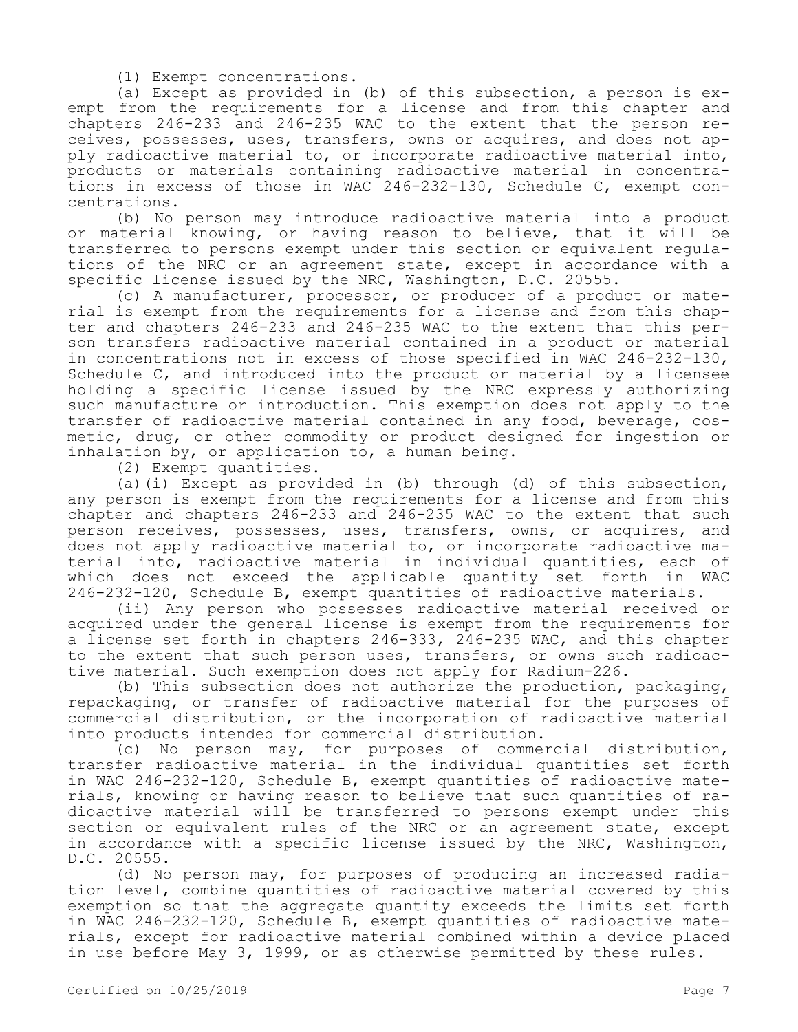(1) Exempt concentrations.

(a) Except as provided in (b) of this subsection, a person is exempt from the requirements for a license and from this chapter and chapters 246-233 and 246-235 WAC to the extent that the person receives, possesses, uses, transfers, owns or acquires, and does not apply radioactive material to, or incorporate radioactive material into, products or materials containing radioactive material in concentrations in excess of those in WAC 246-232-130, Schedule C, exempt concentrations.

(b) No person may introduce radioactive material into a product or material knowing, or having reason to believe, that it will be transferred to persons exempt under this section or equivalent regulations of the NRC or an agreement state, except in accordance with a specific license issued by the NRC, Washington, D.C. 20555.

(c) A manufacturer, processor, or producer of a product or material is exempt from the requirements for a license and from this chapter and chapters 246-233 and 246-235 WAC to the extent that this person transfers radioactive material contained in a product or material in concentrations not in excess of those specified in WAC 246-232-130, Schedule C, and introduced into the product or material by a licensee holding a specific license issued by the NRC expressly authorizing such manufacture or introduction. This exemption does not apply to the transfer of radioactive material contained in any food, beverage, cosmetic, drug, or other commodity or product designed for ingestion or inhalation by, or application to, a human being.

(2) Exempt quantities.

(a)(i) Except as provided in (b) through (d) of this subsection, any person is exempt from the requirements for a license and from this chapter and chapters 246-233 and 246-235 WAC to the extent that such person receives, possesses, uses, transfers, owns, or acquires, and does not apply radioactive material to, or incorporate radioactive material into, radioactive material in individual quantities, each of which does not exceed the applicable quantity set forth in WAC 246-232-120, Schedule B, exempt quantities of radioactive materials.

(ii) Any person who possesses radioactive material received or acquired under the general license is exempt from the requirements for a license set forth in chapters 246-333, 246-235 WAC, and this chapter to the extent that such person uses, transfers, or owns such radioactive material. Such exemption does not apply for Radium-226.

(b) This subsection does not authorize the production, packaging, repackaging, or transfer of radioactive material for the purposes of commercial distribution, or the incorporation of radioactive material into products intended for commercial distribution.

(c) No person may, for purposes of commercial distribution, transfer radioactive material in the individual quantities set forth in WAC 246-232-120, Schedule B, exempt quantities of radioactive materials, knowing or having reason to believe that such quantities of radioactive material will be transferred to persons exempt under this section or equivalent rules of the NRC or an agreement state, except in accordance with a specific license issued by the NRC, Washington, D.C. 20555.

(d) No person may, for purposes of producing an increased radiation level, combine quantities of radioactive material covered by this exemption so that the aggregate quantity exceeds the limits set forth in WAC 246-232-120, Schedule B, exempt quantities of radioactive materials, except for radioactive material combined within a device placed in use before May 3, 1999, or as otherwise permitted by these rules.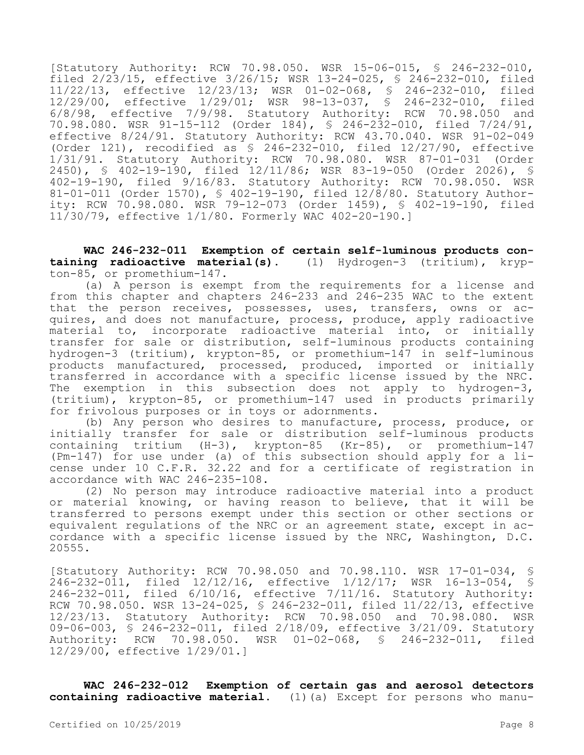[Statutory Authority: RCW 70.98.050. WSR 15-06-015, § 246-232-010, filed 2/23/15, effective 3/26/15; WSR 13-24-025, § 246-232-010, filed 11/22/13, effective 12/23/13; WSR 01-02-068, § 246-232-010, filed 12/29/00, effective 1/29/01; WSR 98-13-037, § 246-232-010, filed 6/8/98, effective 7/9/98. Statutory Authority: RCW 70.98.050 and 70.98.080. WSR 91-15-112 (Order 184), § 246-232-010, filed 7/24/91, effective 8/24/91. Statutory Authority: RCW 43.70.040. WSR 91-02-049 (Order 121), recodified as § 246-232-010, filed 12/27/90, effective 1/31/91. Statutory Authority: RCW 70.98.080. WSR 87-01-031 (Order 2450), § 402-19-190, filed 12/11/86; WSR 83-19-050 (Order 2026), § 402-19-190, filed 9/16/83. Statutory Authority: RCW 70.98.050. WSR 81-01-011 (Order 1570), § 402-19-190, filed 12/8/80. Statutory Authority: RCW 70.98.080. WSR 79-12-073 (Order 1459), § 402-19-190, filed 11/30/79, effective 1/1/80. Formerly WAC 402-20-190.]

**WAC 246-232-011 Exemption of certain self-luminous products containing radioactive material(s).** (1) Hydrogen-3 (tritium), krypton-85, or promethium-147.

(a) A person is exempt from the requirements for a license and from this chapter and chapters 246-233 and 246-235 WAC to the extent that the person receives, possesses, uses, transfers, owns or acquires, and does not manufacture, process, produce, apply radioactive material to, incorporate radioactive material into, or initially transfer for sale or distribution, self-luminous products containing hydrogen-3 (tritium), krypton-85, or promethium-147 in self-luminous products manufactured, processed, produced, imported or initially transferred in accordance with a specific license issued by the NRC. The exemption in this subsection does not apply to hydrogen-3, (tritium), krypton-85, or promethium-147 used in products primarily for frivolous purposes or in toys or adornments.

(b) Any person who desires to manufacture, process, produce, or initially transfer for sale or distribution self-luminous products containing tritium (H-3), krypton-85 (Kr-85), or promethium-147 (Pm-147) for use under (a) of this subsection should apply for a license under 10 C.F.R. 32.22 and for a certificate of registration in accordance with WAC 246-235-108.

(2) No person may introduce radioactive material into a product or material knowing, or having reason to believe, that it will be transferred to persons exempt under this section or other sections or equivalent regulations of the NRC or an agreement state, except in accordance with a specific license issued by the NRC, Washington, D.C. 20555.

[Statutory Authority: RCW 70.98.050 and 70.98.110. WSR 17-01-034, § 246-232-011, filed 12/12/16, effective 1/12/17; WSR 16-13-054, § 246-232-011, filed 6/10/16, effective 7/11/16. Statutory Authority: RCW 70.98.050. WSR 13-24-025, § 246-232-011, filed 11/22/13, effective 12/23/13. Statutory Authority: RCW 70.98.050 and 70.98.080. WSR 09-06-003, § 246-232-011, filed 2/18/09, effective 3/21/09. Statutory Authority: RCW 70.98.050. WSR 01-02-068, § 246-232-011, filed 12/29/00, effective 1/29/01.]

**WAC 246-232-012 Exemption of certain gas and aerosol detectors containing radioactive material.** (1)(a) Except for persons who manu-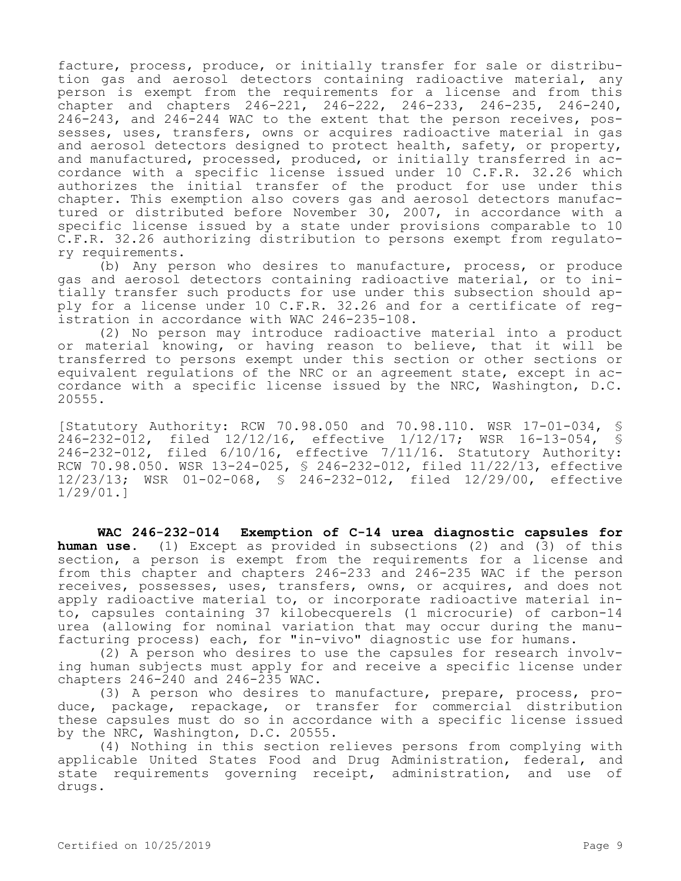facture, process, produce, or initially transfer for sale or distribution gas and aerosol detectors containing radioactive material, any person is exempt from the requirements for a license and from this chapter and chapters 246-221, 246-222, 246-233, 246-235, 246-240, 246-243, and 246-244 WAC to the extent that the person receives, possesses, uses, transfers, owns or acquires radioactive material in gas and aerosol detectors designed to protect health, safety, or property, and manufactured, processed, produced, or initially transferred in accordance with a specific license issued under 10 C.F.R. 32.26 which authorizes the initial transfer of the product for use under this chapter. This exemption also covers gas and aerosol detectors manufactured or distributed before November 30, 2007, in accordance with a specific license issued by a state under provisions comparable to 10 C.F.R. 32.26 authorizing distribution to persons exempt from regulatory requirements.

(b) Any person who desires to manufacture, process, or produce gas and aerosol detectors containing radioactive material, or to initially transfer such products for use under this subsection should apply for a license under 10 C.F.R. 32.26 and for a certificate of registration in accordance with WAC 246-235-108.

(2) No person may introduce radioactive material into a product or material knowing, or having reason to believe, that it will be transferred to persons exempt under this section or other sections or equivalent regulations of the NRC or an agreement state, except in accordance with a specific license issued by the NRC, Washington, D.C. 20555.

[Statutory Authority: RCW 70.98.050 and 70.98.110. WSR 17-01-034, § 246-232-012, filed 12/12/16, effective 1/12/17; WSR 16-13-054, § 246-232-012, filed 6/10/16, effective 7/11/16. Statutory Authority: RCW 70.98.050. WSR 13-24-025, § 246-232-012, filed 11/22/13, effective 12/23/13; WSR 01-02-068, § 246-232-012, filed 12/29/00, effective 1/29/01.]

**WAC 246-232-014 Exemption of C-14 urea diagnostic capsules for human use.** (1) Except as provided in subsections (2) and (3) of this section, a person is exempt from the requirements for a license and from this chapter and chapters 246-233 and 246-235 WAC if the person receives, possesses, uses, transfers, owns, or acquires, and does not apply radioactive material to, or incorporate radioactive material into, capsules containing 37 kilobecquerels (1 microcurie) of carbon-14 urea (allowing for nominal variation that may occur during the manufacturing process) each, for "in-vivo" diagnostic use for humans.

(2) A person who desires to use the capsules for research involving human subjects must apply for and receive a specific license under chapters 246-240 and 246-235 WAC.

(3) A person who desires to manufacture, prepare, process, produce, package, repackage, or transfer for commercial distribution these capsules must do so in accordance with a specific license issued by the NRC, Washington, D.C. 20555.

(4) Nothing in this section relieves persons from complying with applicable United States Food and Drug Administration, federal, and state requirements governing receipt, administration, and use of drugs.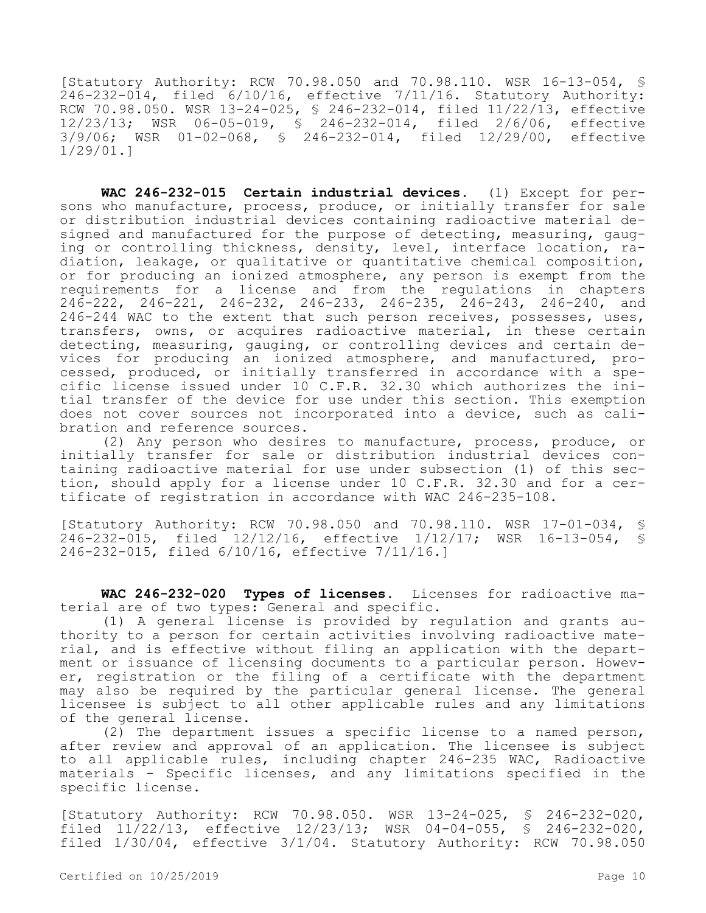[Statutory Authority: RCW 70.98.050 and 70.98.110. WSR 16-13-054, § 246-232-014, filed 6/10/16, effective 7/11/16. Statutory Authority: RCW 70.98.050. WSR 13-24-025, § 246-232-014, filed 11/22/13, effective 12/23/13; WSR 06-05-019, § 246-232-014, filed 2/6/06, effective 3/9/06; WSR 01-02-068, § 246-232-014, filed 12/29/00, effective 1/29/01.]

**WAC 246-232-015 Certain industrial devices.** (1) Except for persons who manufacture, process, produce, or initially transfer for sale or distribution industrial devices containing radioactive material designed and manufactured for the purpose of detecting, measuring, gauging or controlling thickness, density, level, interface location, radiation, leakage, or qualitative or quantitative chemical composition, or for producing an ionized atmosphere, any person is exempt from the requirements for a license and from the regulations in chapters 246-222, 246-221, 246-232, 246-233, 246-235, 246-243, 246-240, and 246-244 WAC to the extent that such person receives, possesses, uses, transfers, owns, or acquires radioactive material, in these certain detecting, measuring, gauging, or controlling devices and certain devices for producing an ionized atmosphere, and manufactured, processed, produced, or initially transferred in accordance with a specific license issued under 10 C.F.R. 32.30 which authorizes the initial transfer of the device for use under this section. This exemption does not cover sources not incorporated into a device, such as calibration and reference sources.

(2) Any person who desires to manufacture, process, produce, or initially transfer for sale or distribution industrial devices containing radioactive material for use under subsection (1) of this section, should apply for a license under 10 C.F.R. 32.30 and for a certificate of registration in accordance with WAC 246-235-108.

[Statutory Authority: RCW 70.98.050 and 70.98.110. WSR 17-01-034, § 246-232-015, filed 12/12/16, effective 1/12/17; WSR 16-13-054, § 246-232-015, filed 6/10/16, effective 7/11/16.]

**WAC 246-232-020 Types of licenses.** Licenses for radioactive material are of two types: General and specific.

(1) A general license is provided by regulation and grants authority to a person for certain activities involving radioactive material, and is effective without filing an application with the department or issuance of licensing documents to a particular person. However, registration or the filing of a certificate with the department may also be required by the particular general license. The general licensee is subject to all other applicable rules and any limitations of the general license.

(2) The department issues a specific license to a named person, after review and approval of an application. The licensee is subject to all applicable rules, including chapter 246-235 WAC, Radioactive materials - Specific licenses, and any limitations specified in the specific license.

[Statutory Authority: RCW 70.98.050. WSR 13-24-025, § 246-232-020, filed 11/22/13, effective 12/23/13; WSR 04-04-055, § 246-232-020, filed 1/30/04, effective 3/1/04. Statutory Authority: RCW 70.98.050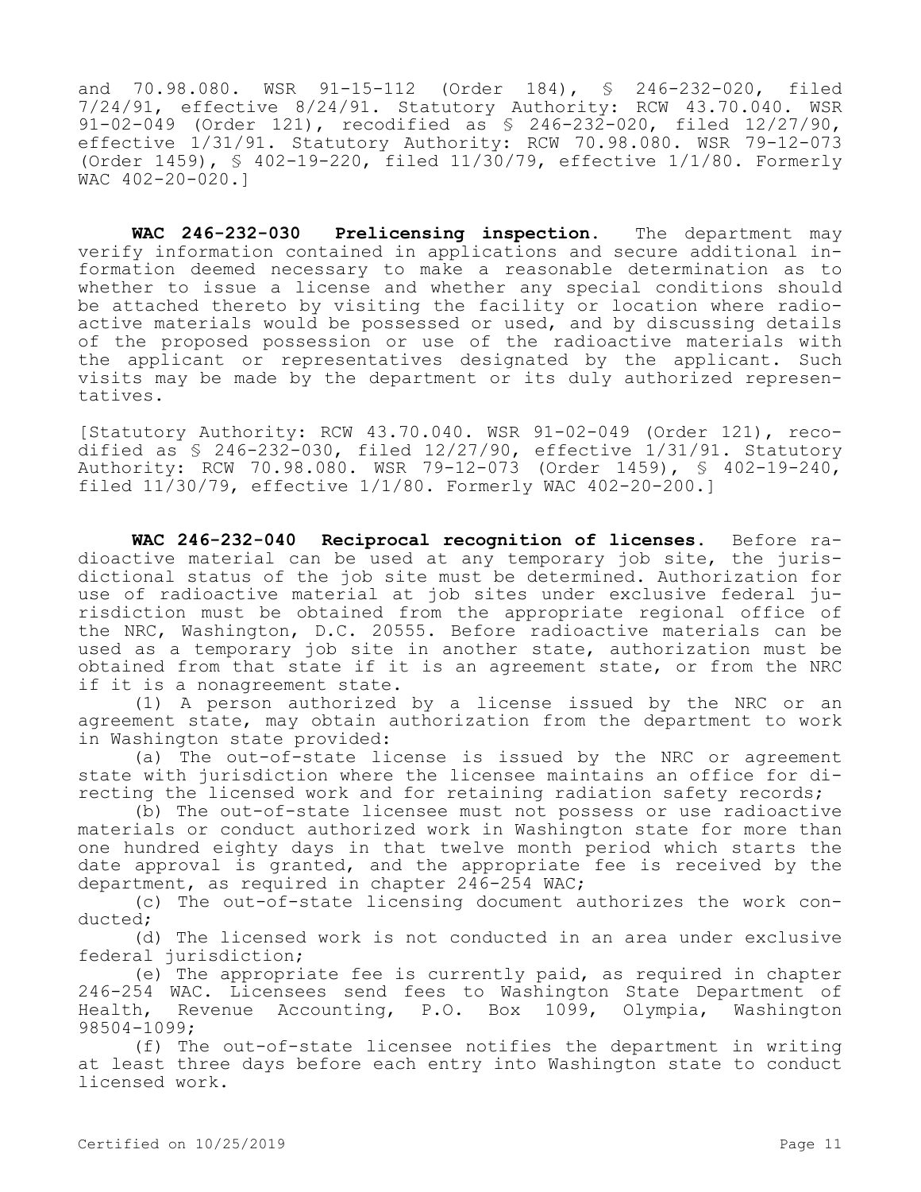and 70.98.080. WSR 91-15-112 (Order 184), § 246-232-020, filed 7/24/91, effective 8/24/91. Statutory Authority: RCW 43.70.040. WSR 91-02-049 (Order 121), recodified as § 246-232-020, filed 12/27/90, effective 1/31/91. Statutory Authority: RCW 70.98.080. WSR 79-12-073 (Order 1459), § 402-19-220, filed 11/30/79, effective 1/1/80. Formerly WAC 402-20-020.]

**WAC 246-232-030 Prelicensing inspection.** The department may verify information contained in applications and secure additional information deemed necessary to make a reasonable determination as to whether to issue a license and whether any special conditions should be attached thereto by visiting the facility or location where radioactive materials would be possessed or used, and by discussing details of the proposed possession or use of the radioactive materials with the applicant or representatives designated by the applicant. Such visits may be made by the department or its duly authorized representatives.

[Statutory Authority: RCW 43.70.040. WSR 91-02-049 (Order 121), recodified as § 246-232-030, filed 12/27/90, effective 1/31/91. Statutory Authority: RCW 70.98.080. WSR 79-12-073 (Order 1459), § 402-19-240, filed 11/30/79, effective 1/1/80. Formerly WAC 402-20-200.]

**WAC 246-232-040 Reciprocal recognition of licenses.** Before radioactive material can be used at any temporary job site, the jurisdictional status of the job site must be determined. Authorization for use of radioactive material at job sites under exclusive federal jurisdiction must be obtained from the appropriate regional office of the NRC, Washington, D.C. 20555. Before radioactive materials can be used as a temporary job site in another state, authorization must be obtained from that state if it is an agreement state, or from the NRC if it is a nonagreement state.

(1) A person authorized by a license issued by the NRC or an agreement state, may obtain authorization from the department to work in Washington state provided:

(a) The out-of-state license is issued by the NRC or agreement state with jurisdiction where the licensee maintains an office for directing the licensed work and for retaining radiation safety records;

(b) The out-of-state licensee must not possess or use radioactive materials or conduct authorized work in Washington state for more than one hundred eighty days in that twelve month period which starts the date approval is granted, and the appropriate fee is received by the department, as required in chapter 246-254 WAC;

(c) The out-of-state licensing document authorizes the work conducted;

(d) The licensed work is not conducted in an area under exclusive federal jurisdiction;

(e) The appropriate fee is currently paid, as required in chapter 246-254 WAC. Licensees send fees to Washington State Department of Health, Revenue Accounting, P.O. Box 1099, Olympia, Washington 98504-1099;

(f) The out-of-state licensee notifies the department in writing at least three days before each entry into Washington state to conduct licensed work.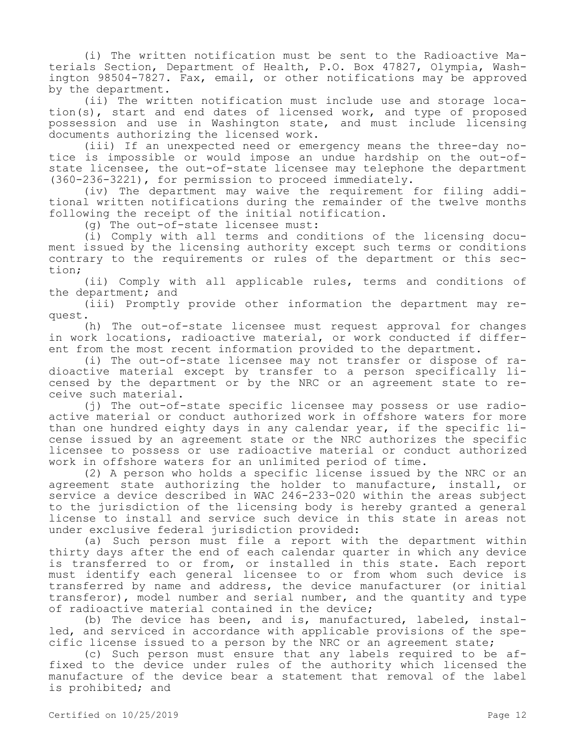(i) The written notification must be sent to the Radioactive Materials Section, Department of Health, P.O. Box 47827, Olympia, Washington 98504-7827. Fax, email, or other notifications may be approved by the department.

(ii) The written notification must include use and storage location(s), start and end dates of licensed work, and type of proposed possession and use in Washington state, and must include licensing documents authorizing the licensed work.

(iii) If an unexpected need or emergency means the three-day notice is impossible or would impose an undue hardship on the out-of-state licensee, the out-of-state licensee may telephone the department (360-236-3221), for permission to proceed immediately.

(iv) The department may waive the requirement for filing additional written notifications during the remainder of the twelve months following the receipt of the initial notification.

(g) The out-of-state licensee must:

(i) Comply with all terms and conditions of the licensing document issued by the licensing authority except such terms or conditions contrary to the requirements or rules of the department or this section;

(ii) Comply with all applicable rules, terms and conditions of the department; and

(iii) Promptly provide other information the department may request.

(h) The out-of-state licensee must request approval for changes in work locations, radioactive material, or work conducted if different from the most recent information provided to the department.

(i) The out-of-state licensee may not transfer or dispose of radioactive material except by transfer to a person specifically licensed by the department or by the NRC or an agreement state to receive such material.

(j) The out-of-state specific licensee may possess or use radioactive material or conduct authorized work in offshore waters for more than one hundred eighty days in any calendar year, if the specific license issued by an agreement state or the NRC authorizes the specific licensee to possess or use radioactive material or conduct authorized work in offshore waters for an unlimited period of time.

(2) A person who holds a specific license issued by the NRC or an agreement state authorizing the holder to manufacture, install, or service a device described in WAC 246-233-020 within the areas subject to the jurisdiction of the licensing body is hereby granted a general license to install and service such device in this state in areas not under exclusive federal jurisdiction provided:

(a) Such person must file a report with the department within thirty days after the end of each calendar quarter in which any device is transferred to or from, or installed in this state. Each report must identify each general licensee to or from whom such device is transferred by name and address, the device manufacturer (or initial transferor), model number and serial number, and the quantity and type of radioactive material contained in the device;

(b) The device has been, and is, manufactured, labeled, installed, and serviced in accordance with applicable provisions of the specific license issued to a person by the NRC or an agreement state;

(c) Such person must ensure that any labels required to be affixed to the device under rules of the authority which licensed the manufacture of the device bear a statement that removal of the label is prohibited; and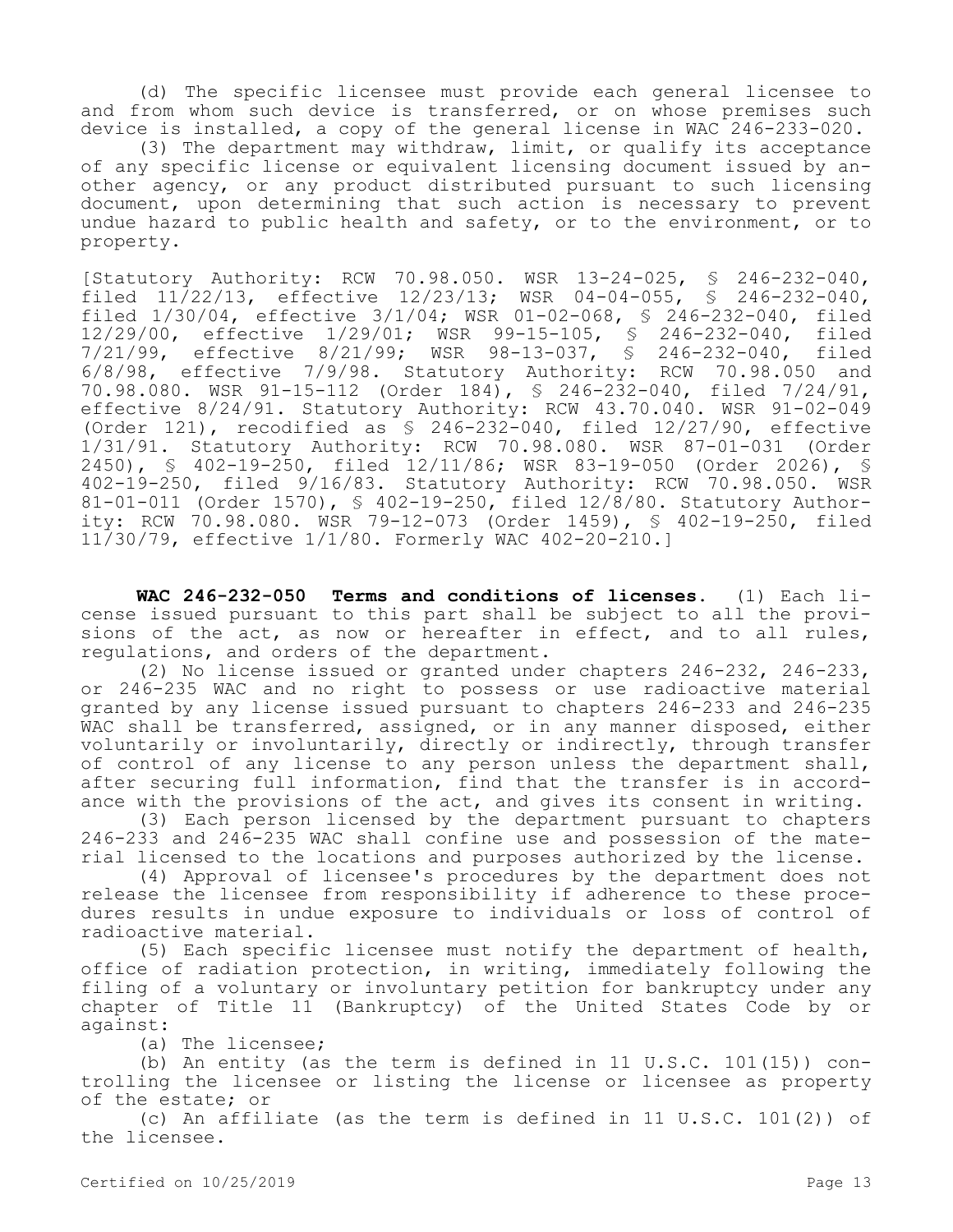(d) The specific licensee must provide each general licensee to and from whom such device is transferred, or on whose premises such device is installed, a copy of the general license in WAC 246-233-020.

(3) The department may withdraw, limit, or qualify its acceptance of any specific license or equivalent licensing document issued by another agency, or any product distributed pursuant to such licensing document, upon determining that such action is necessary to prevent undue hazard to public health and safety, or to the environment, or to property.

[Statutory Authority: RCW 70.98.050. WSR 13-24-025, § 246-232-040, filed 11/22/13, effective 12/23/13; WSR 04-04-055, § 246-232-040, filed 1/30/04, effective 3/1/04; WSR 01-02-068, § 246-232-040, filed 12/29/00, effective 1/29/01; WSR 99-15-105, § 246-232-040, filed 7/21/99, effective 8/21/99; WSR 98-13-037, § 246-232-040, filed 6/8/98, effective 7/9/98. Statutory Authority: RCW 70.98.050 and 70.98.080. WSR 91-15-112 (Order 184), § 246-232-040, filed 7/24/91, effective 8/24/91. Statutory Authority: RCW 43.70.040. WSR 91-02-049 (Order 121), recodified as § 246-232-040, filed 12/27/90, effective 1/31/91. Statutory Authority: RCW 70.98.080. WSR 87-01-031 (Order 2450), § 402-19-250, filed 12/11/86; WSR 83-19-050 (Order 2026), § 402-19-250, filed 9/16/83. Statutory Authority: RCW 70.98.050. WSR 81-01-011 (Order 1570), § 402-19-250, filed 12/8/80. Statutory Authority: RCW 70.98.080. WSR 79-12-073 (Order 1459), § 402-19-250, filed 11/30/79, effective 1/1/80. Formerly WAC 402-20-210.]

**WAC 246-232-050 Terms and conditions of licenses.** (1) Each license issued pursuant to this part shall be subject to all the provisions of the act, as now or hereafter in effect, and to all rules, regulations, and orders of the department.

(2) No license issued or granted under chapters 246-232, 246-233, or 246-235 WAC and no right to possess or use radioactive material granted by any license issued pursuant to chapters 246-233 and 246-235 WAC shall be transferred, assigned, or in any manner disposed, either voluntarily or involuntarily, directly or indirectly, through transfer of control of any license to any person unless the department shall, after securing full information, find that the transfer is in accordance with the provisions of the act, and gives its consent in writing.

(3) Each person licensed by the department pursuant to chapters 246-233 and 246-235 WAC shall confine use and possession of the material licensed to the locations and purposes authorized by the license.

(4) Approval of licensee's procedures by the department does not release the licensee from responsibility if adherence to these procedures results in undue exposure to individuals or loss of control of radioactive material.

(5) Each specific licensee must notify the department of health, office of radiation protection, in writing, immediately following the filing of a voluntary or involuntary petition for bankruptcy under any chapter of Title 11 (Bankruptcy) of the United States Code by or against:

(a) The licensee;

(b) An entity (as the term is defined in 11 U.S.C. 101(15)) controlling the licensee or listing the license or licensee as property of the estate; or

(c) An affiliate (as the term is defined in 11 U.S.C. 101(2)) of the licensee.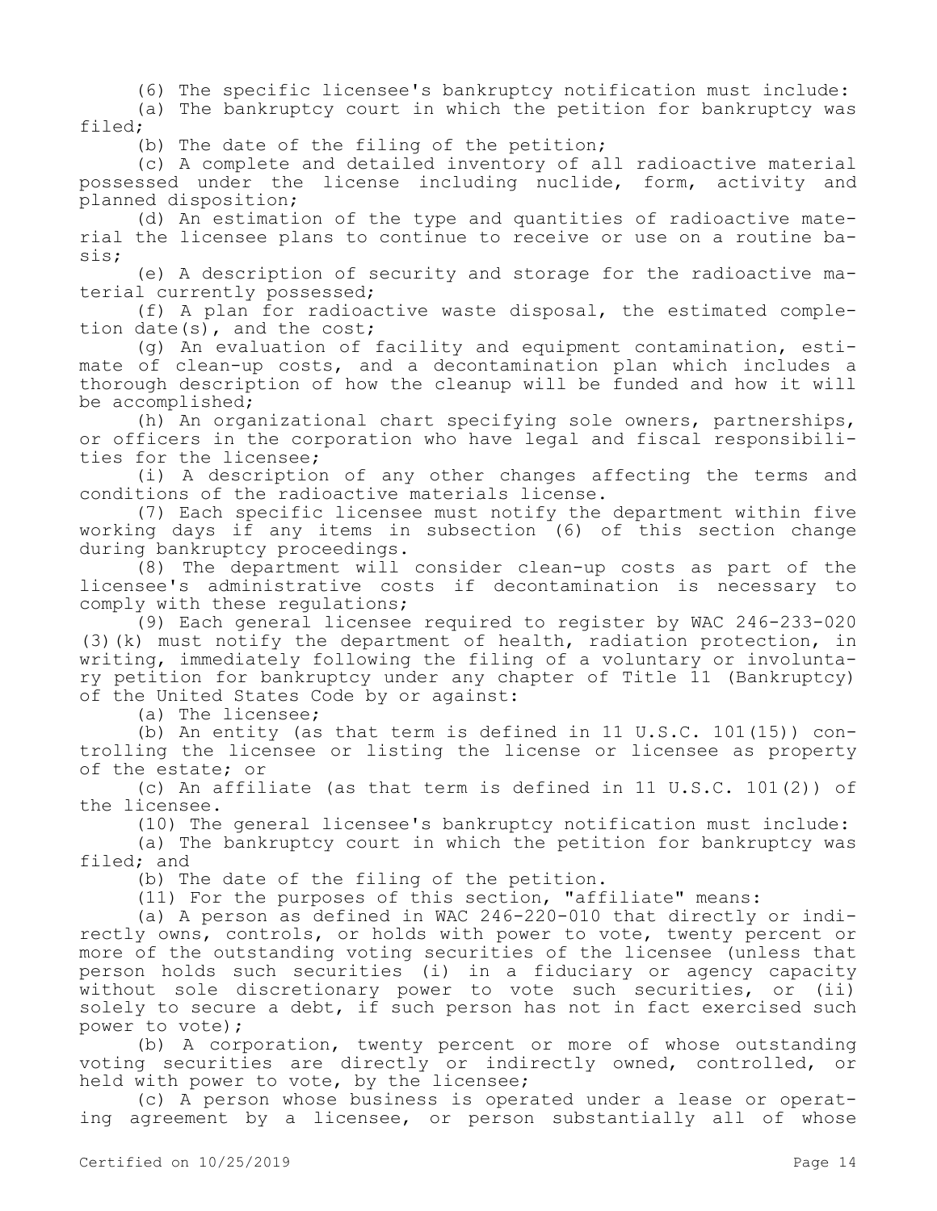(6) The specific licensee's bankruptcy notification must include:

(a) The bankruptcy court in which the petition for bankruptcy was filed;

(b) The date of the filing of the petition;

(c) A complete and detailed inventory of all radioactive material possessed under the license including nuclide, form, activity and planned disposition;

(d) An estimation of the type and quantities of radioactive material the licensee plans to continue to receive or use on a routine basis;

(e) A description of security and storage for the radioactive material currently possessed;

(f) A plan for radioactive waste disposal, the estimated completion date(s), and the cost;

(g) An evaluation of facility and equipment contamination, estimate of clean-up costs, and a decontamination plan which includes a thorough description of how the cleanup will be funded and how it will be accomplished;

(h) An organizational chart specifying sole owners, partnerships, or officers in the corporation who have legal and fiscal responsibilities for the licensee;

(i) A description of any other changes affecting the terms and conditions of the radioactive materials license.

(7) Each specific licensee must notify the department within five working days if any items in subsection (6) of this section change during bankruptcy proceedings.

(8) The department will consider clean-up costs as part of the licensee's administrative costs if decontamination is necessary to comply with these regulations;

(9) Each general licensee required to register by WAC 246-233-020 (3)(k) must notify the department of health, radiation protection, in writing, immediately following the filing of a voluntary or involuntary petition for bankruptcy under any chapter of Title 11 (Bankruptcy) of the United States Code by or against:

(a) The licensee;

(b) An entity (as that term is defined in 11 U.S.C. 101(15)) controlling the licensee or listing the license or licensee as property of the estate; or

(c) An affiliate (as that term is defined in 11 U.S.C. 101(2)) of the licensee.

(10) The general licensee's bankruptcy notification must include:

(a) The bankruptcy court in which the petition for bankruptcy was filed; and

(b) The date of the filing of the petition.

(11) For the purposes of this section, "affiliate" means:

(a) A person as defined in WAC 246-220-010 that directly or indirectly owns, controls, or holds with power to vote, twenty percent or more of the outstanding voting securities of the licensee (unless that person holds such securities (i) in a fiduciary or agency capacity without sole discretionary power to vote such securities, or (ii) solely to secure a debt, if such person has not in fact exercised such power to vote);

(b) A corporation, twenty percent or more of whose outstanding voting securities are directly or indirectly owned, controlled, or held with power to vote, by the licensee;

(c) A person whose business is operated under a lease or operating agreement by a licensee, or person substantially all of whose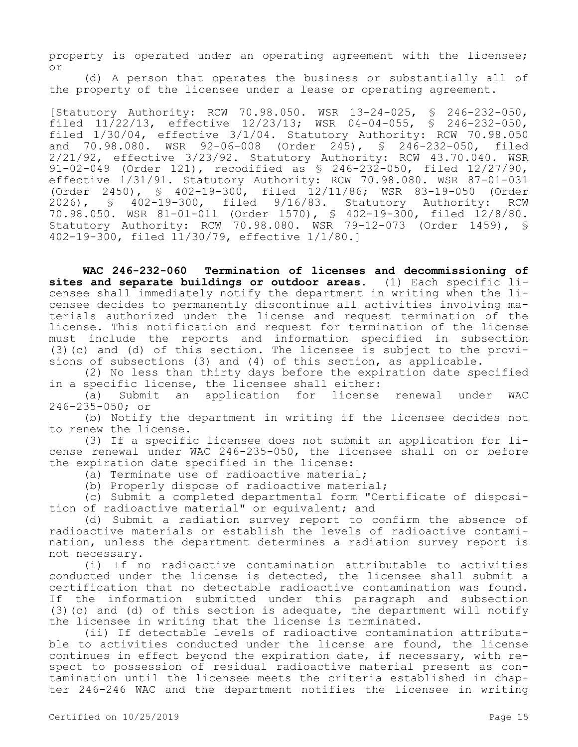property is operated under an operating agreement with the licensee; or

(d) A person that operates the business or substantially all of the property of the licensee under a lease or operating agreement.

[Statutory Authority: RCW 70.98.050. WSR 13-24-025, § 246-232-050, filed 11/22/13, effective 12/23/13; WSR 04-04-055, § 246-232-050, filed 1/30/04, effective 3/1/04. Statutory Authority: RCW 70.98.050 and 70.98.080. WSR 92-06-008 (Order 245), § 246-232-050, filed 2/21/92, effective 3/23/92. Statutory Authority: RCW 43.70.040. WSR 91-02-049 (Order 121), recodified as § 246-232-050, filed 12/27/90, effective 1/31/91. Statutory Authority: RCW 70.98.080. WSR 87-01-031 (Order 2450), § 402-19-300, filed 12/11/86; WSR 83-19-050 (Order 2026), § 402-19-300, filed 9/16/83. Statutory Authority: RCW 70.98.050. WSR 81-01-011 (Order 1570), § 402-19-300, filed 12/8/80. Statutory Authority: RCW 70.98.080. WSR 79-12-073 (Order 1459), § 402-19-300, filed 11/30/79, effective 1/1/80.]

**WAC 246-232-060 Termination of licenses and decommissioning of sites and separate buildings or outdoor areas.** (1) Each specific licensee shall immediately notify the department in writing when the licensee decides to permanently discontinue all activities involving materials authorized under the license and request termination of the license. This notification and request for termination of the license must include the reports and information specified in subsection (3)(c) and (d) of this section. The licensee is subject to the provisions of subsections (3) and (4) of this section, as applicable.

(2) No less than thirty days before the expiration date specified in a specific license, the licensee shall either:

(a) Submit an application for license renewal under WAC 246-235-050; or

(b) Notify the department in writing if the licensee decides not to renew the license.

(3) If a specific licensee does not submit an application for license renewal under WAC 246-235-050, the licensee shall on or before the expiration date specified in the license:

(a) Terminate use of radioactive material;

(b) Properly dispose of radioactive material;

(c) Submit a completed departmental form "Certificate of disposition of radioactive material" or equivalent; and

(d) Submit a radiation survey report to confirm the absence of radioactive materials or establish the levels of radioactive contamination, unless the department determines a radiation survey report is not necessary.

(i) If no radioactive contamination attributable to activities conducted under the license is detected, the licensee shall submit a certification that no detectable radioactive contamination was found. If the information submitted under this paragraph and subsection (3)(c) and (d) of this section is adequate, the department will notify the licensee in writing that the license is terminated.

(ii) If detectable levels of radioactive contamination attributable to activities conducted under the license are found, the license continues in effect beyond the expiration date, if necessary, with respect to possession of residual radioactive material present as contamination until the licensee meets the criteria established in chapter 246-246 WAC and the department notifies the licensee in writing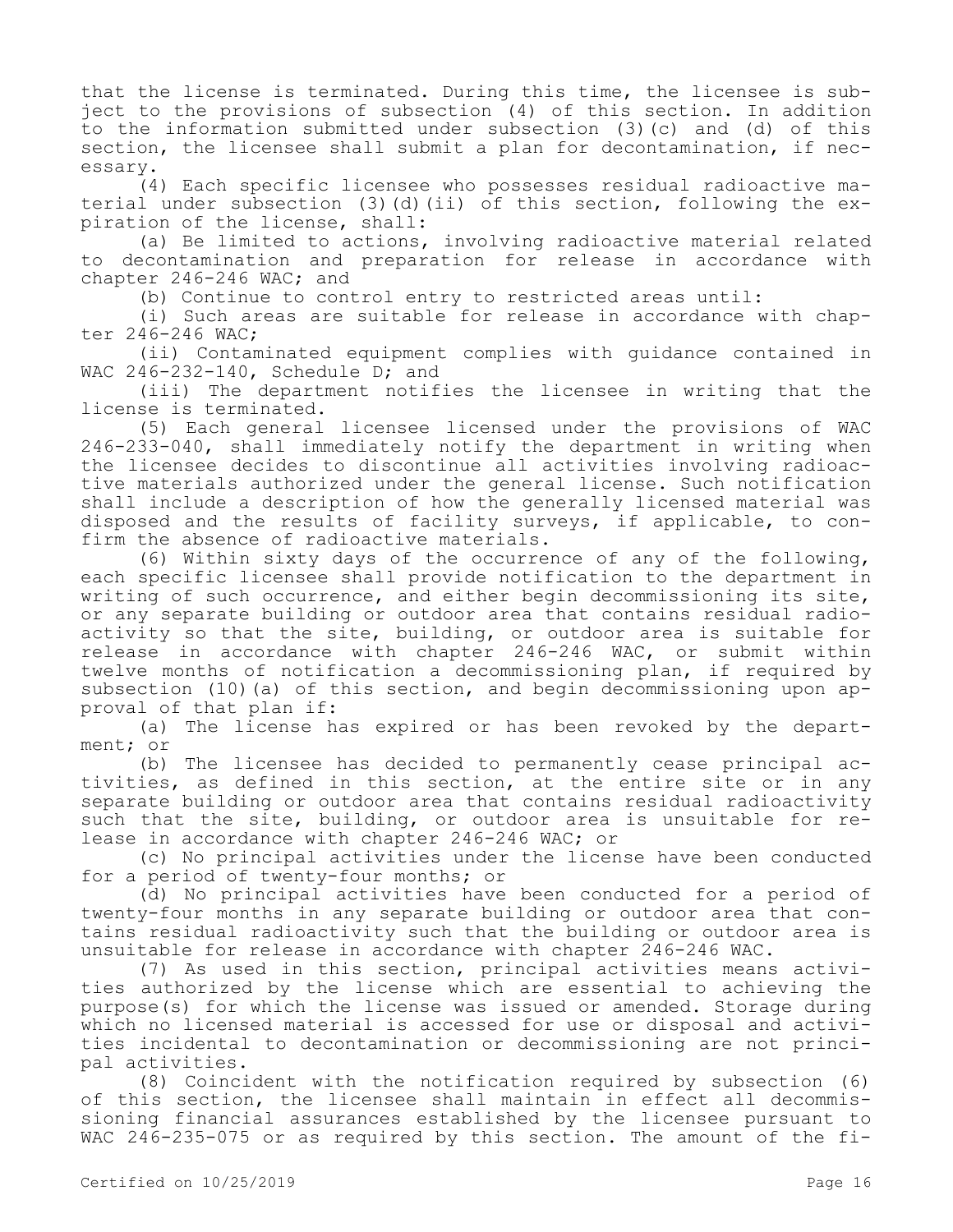that the license is terminated. During this time, the licensee is subject to the provisions of subsection (4) of this section. In addition to the information submitted under subsection (3)(c) and (d) of this section, the licensee shall submit a plan for decontamination, if necessary.

(4) Each specific licensee who possesses residual radioactive material under subsection (3)(d)(ii) of this section, following the expiration of the license, shall:

(a) Be limited to actions, involving radioactive material related to decontamination and preparation for release in accordance with chapter 246-246 WAC; and

(b) Continue to control entry to restricted areas until:

(i) Such areas are suitable for release in accordance with chapter 246-246 WAC;

(ii) Contaminated equipment complies with guidance contained in WAC 246-232-140, Schedule D; and

(iii) The department notifies the licensee in writing that the license is terminated.

(5) Each general licensee licensed under the provisions of WAC 246-233-040, shall immediately notify the department in writing when the licensee decides to discontinue all activities involving radioactive materials authorized under the general license. Such notification shall include a description of how the generally licensed material was disposed and the results of facility surveys, if applicable, to confirm the absence of radioactive materials.

(6) Within sixty days of the occurrence of any of the following, each specific licensee shall provide notification to the department in writing of such occurrence, and either begin decommissioning its site, or any separate building or outdoor area that contains residual radioactivity so that the site, building, or outdoor area is suitable for release in accordance with chapter 246-246 WAC, or submit within twelve months of notification a decommissioning plan, if required by subsection (10)(a) of this section, and begin decommissioning upon approval of that plan if:

(a) The license has expired or has been revoked by the department; or

(b) The licensee has decided to permanently cease principal activities, as defined in this section, at the entire site or in any separate building or outdoor area that contains residual radioactivity such that the site, building, or outdoor area is unsuitable for release in accordance with chapter 246-246 WAC; or

(c) No principal activities under the license have been conducted for a period of twenty-four months; or

(d) No principal activities have been conducted for a period of twenty-four months in any separate building or outdoor area that contains residual radioactivity such that the building or outdoor area is unsuitable for release in accordance with chapter 246-246 WAC.

(7) As used in this section, principal activities means activities authorized by the license which are essential to achieving the purpose(s) for which the license was issued or amended. Storage during which no licensed material is accessed for use or disposal and activities incidental to decontamination or decommissioning are not principal activities.

(8) Coincident with the notification required by subsection (6) of this section, the licensee shall maintain in effect all decommissioning financial assurances established by the licensee pursuant to WAC 246-235-075 or as required by this section. The amount of the fi-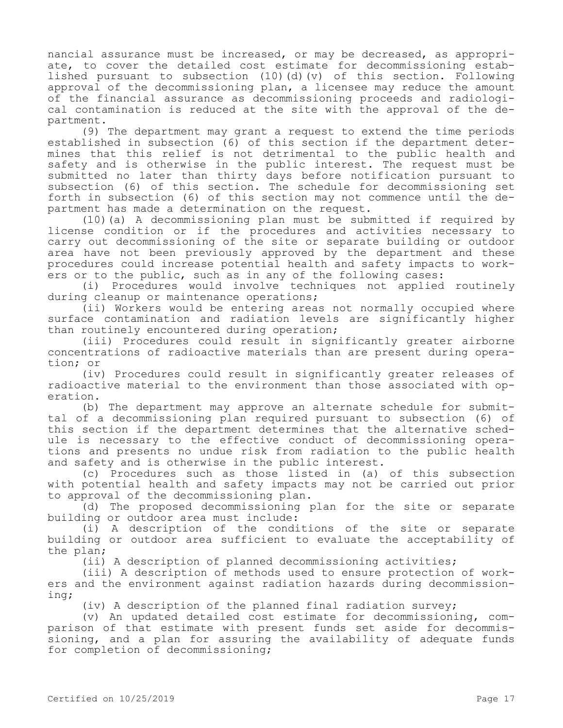nancial assurance must be increased, or may be decreased, as appropriate, to cover the detailed cost estimate for decommissioning established pursuant to subsection (10)(d)(v) of this section. Following approval of the decommissioning plan, a licensee may reduce the amount of the financial assurance as decommissioning proceeds and radiological contamination is reduced at the site with the approval of the department.

(9) The department may grant a request to extend the time periods established in subsection (6) of this section if the department determines that this relief is not detrimental to the public health and safety and is otherwise in the public interest. The request must be submitted no later than thirty days before notification pursuant to subsection (6) of this section. The schedule for decommissioning set forth in subsection (6) of this section may not commence until the department has made a determination on the request.

(10)(a) A decommissioning plan must be submitted if required by license condition or if the procedures and activities necessary to carry out decommissioning of the site or separate building or outdoor area have not been previously approved by the department and these procedures could increase potential health and safety impacts to workers or to the public, such as in any of the following cases:

(i) Procedures would involve techniques not applied routinely during cleanup or maintenance operations;

(ii) Workers would be entering areas not normally occupied where surface contamination and radiation levels are significantly higher than routinely encountered during operation;

(iii) Procedures could result in significantly greater airborne concentrations of radioactive materials than are present during operation; or

(iv) Procedures could result in significantly greater releases of radioactive material to the environment than those associated with operation.

(b) The department may approve an alternate schedule for submittal of a decommissioning plan required pursuant to subsection (6) of this section if the department determines that the alternative schedule is necessary to the effective conduct of decommissioning operations and presents no undue risk from radiation to the public health and safety and is otherwise in the public interest.

(c) Procedures such as those listed in (a) of this subsection with potential health and safety impacts may not be carried out prior to approval of the decommissioning plan.

(d) The proposed decommissioning plan for the site or separate building or outdoor area must include:

(i) A description of the conditions of the site or separate building or outdoor area sufficient to evaluate the acceptability of the plan;

(ii) A description of planned decommissioning activities;

(iii) A description of methods used to ensure protection of workers and the environment against radiation hazards during decommissioning;

(iv) A description of the planned final radiation survey;

(v) An updated detailed cost estimate for decommissioning, comparison of that estimate with present funds set aside for decommissioning, and a plan for assuring the availability of adequate funds for completion of decommissioning;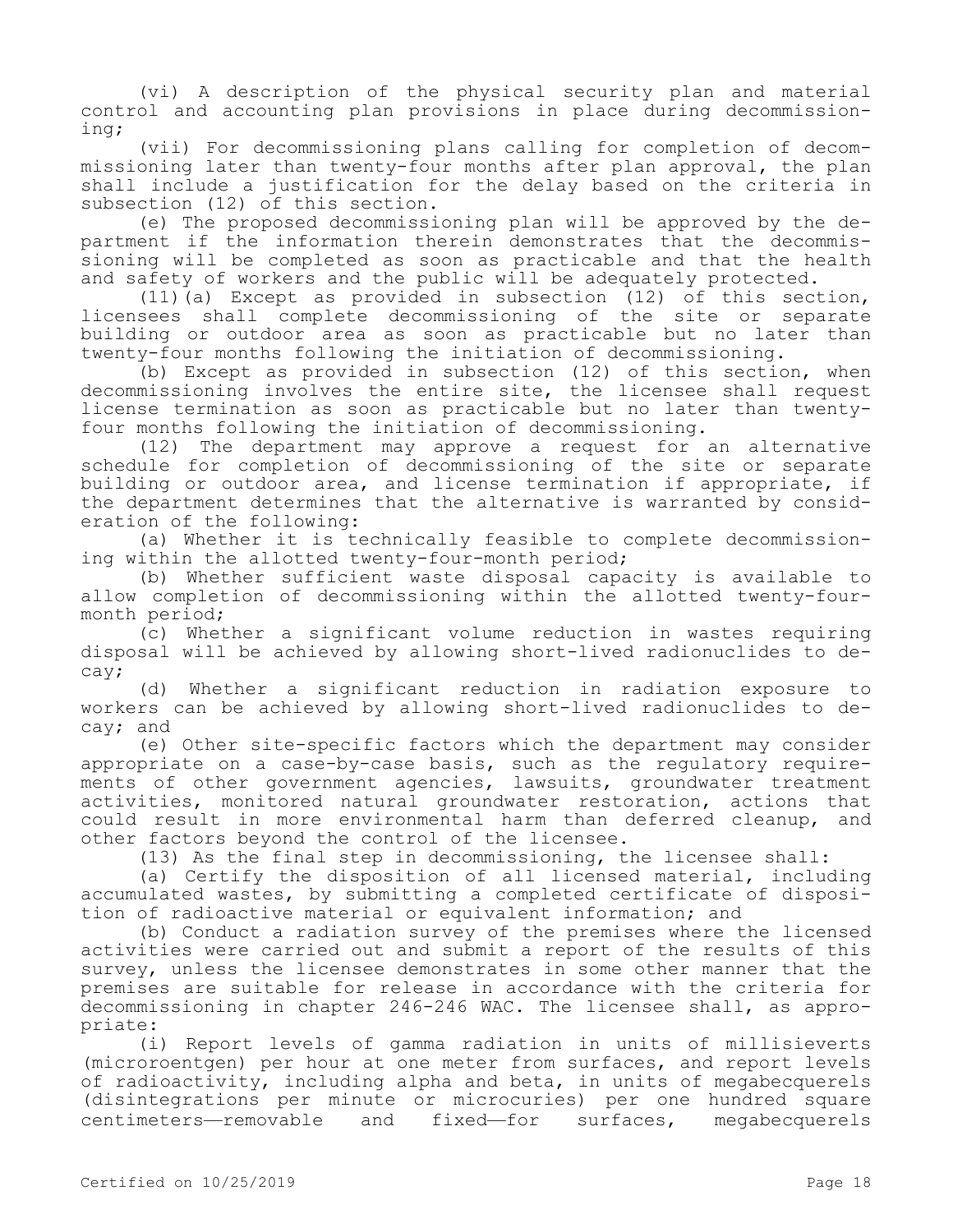(vi) A description of the physical security plan and material control and accounting plan provisions in place during decommissioning;

(vii) For decommissioning plans calling for completion of decommissioning later than twenty-four months after plan approval, the plan shall include a justification for the delay based on the criteria in subsection (12) of this section.

(e) The proposed decommissioning plan will be approved by the department if the information therein demonstrates that the decommissioning will be completed as soon as practicable and that the health and safety of workers and the public will be adequately protected.

(11)(a) Except as provided in subsection (12) of this section, licensees shall complete decommissioning of the site or separate building or outdoor area as soon as practicable but no later than twenty-four months following the initiation of decommissioning.

(b) Except as provided in subsection (12) of this section, when decommissioning involves the entire site, the licensee shall request license termination as soon as practicable but no later than twenty-four months following the initiation of decommissioning.

(12) The department may approve a request for an alternative schedule for completion of decommissioning of the site or separate building or outdoor area, and license termination if appropriate, if the department determines that the alternative is warranted by consideration of the following:

(a) Whether it is technically feasible to complete decommissioning within the allotted twenty-four-month period;

(b) Whether sufficient waste disposal capacity is available to allow completion of decommissioning within the allotted twenty-four-month period;

(c) Whether a significant volume reduction in wastes requiring disposal will be achieved by allowing short-lived radionuclides to decay;

(d) Whether a significant reduction in radiation exposure to workers can be achieved by allowing short-lived radionuclides to decay; and

(e) Other site-specific factors which the department may consider appropriate on a case-by-case basis, such as the regulatory requirements of other government agencies, lawsuits, groundwater treatment activities, monitored natural groundwater restoration, actions that could result in more environmental harm than deferred cleanup, and other factors beyond the control of the licensee.

(13) As the final step in decommissioning, the licensee shall:

(a) Certify the disposition of all licensed material, including accumulated wastes, by submitting a completed certificate of disposition of radioactive material or equivalent information; and

(b) Conduct a radiation survey of the premises where the licensed activities were carried out and submit a report of the results of this survey, unless the licensee demonstrates in some other manner that the premises are suitable for release in accordance with the criteria for decommissioning in chapter 246-246 WAC. The licensee shall, as appropriate:

(i) Report levels of gamma radiation in units of millisieverts (microroentgen) per hour at one meter from surfaces, and report levels of radioactivity, including alpha and beta, in units of megabecquerels (disintegrations per minute or microcuries) per one hundred square centimeters—removable and fixed—for surfaces, megabecquerels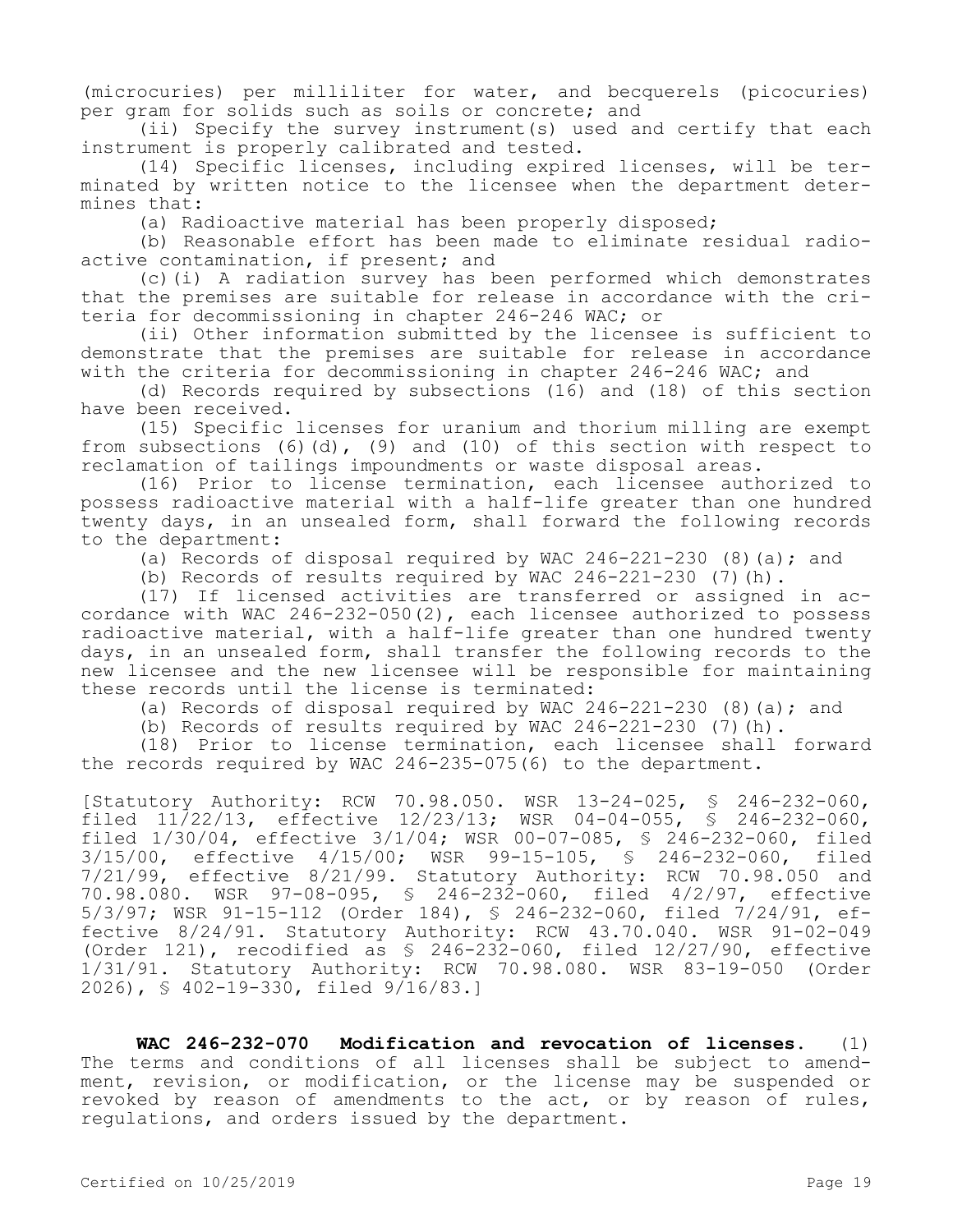(microcuries) per milliliter for water, and becquerels (picocuries) per gram for solids such as soils or concrete; and

(ii) Specify the survey instrument(s) used and certify that each instrument is properly calibrated and tested.

(14) Specific licenses, including expired licenses, will be terminated by written notice to the licensee when the department determines that:

(a) Radioactive material has been properly disposed;

(b) Reasonable effort has been made to eliminate residual radioactive contamination, if present; and

(c)(i) A radiation survey has been performed which demonstrates that the premises are suitable for release in accordance with the criteria for decommissioning in chapter 246-246 WAC; or

(ii) Other information submitted by the licensee is sufficient to demonstrate that the premises are suitable for release in accordance with the criteria for decommissioning in chapter 246-246 WAC; and

(d) Records required by subsections (16) and (18) of this section have been received.

(15) Specific licenses for uranium and thorium milling are exempt from subsections (6)(d), (9) and (10) of this section with respect to reclamation of tailings impoundments or waste disposal areas.

(16) Prior to license termination, each licensee authorized to possess radioactive material with a half-life greater than one hundred twenty days, in an unsealed form, shall forward the following records to the department:

(a) Records of disposal required by WAC 246-221-230 (8)(a); and

(b) Records of results required by WAC 246-221-230 (7)(h).

(17) If licensed activities are transferred or assigned in accordance with WAC 246-232-050(2), each licensee authorized to possess radioactive material, with a half-life greater than one hundred twenty days, in an unsealed form, shall transfer the following records to the new licensee and the new licensee will be responsible for maintaining these records until the license is terminated:

(a) Records of disposal required by WAC 246-221-230 (8)(a); and

(b) Records of results required by WAC 246-221-230 (7)(h).

(18) Prior to license termination, each licensee shall forward the records required by WAC 246-235-075(6) to the department.

[Statutory Authority: RCW 70.98.050. WSR 13-24-025, § 246-232-060, filed 11/22/13, effective 12/23/13; WSR 04-04-055, § 246-232-060, filed 1/30/04, effective 3/1/04; WSR 00-07-085, § 246-232-060, filed 3/15/00, effective 4/15/00; WSR 99-15-105, § 246-232-060, filed 7/21/99, effective 8/21/99. Statutory Authority: RCW 70.98.050 and 70.98.080. WSR 97-08-095, § 246-232-060, filed 4/2/97, effective 5/3/97; WSR 91-15-112 (Order 184), § 246-232-060, filed 7/24/91, effective 8/24/91. Statutory Authority: RCW 43.70.040. WSR 91-02-049 (Order 121), recodified as § 246-232-060, filed 12/27/90, effective 1/31/91. Statutory Authority: RCW 70.98.080. WSR 83-19-050 (Order 2026), § 402-19-330, filed 9/16/83.]

**WAC 246-232-070 Modification and revocation of licenses.** (1) The terms and conditions of all licenses shall be subject to amendment, revision, or modification, or the license may be suspended or revoked by reason of amendments to the act, or by reason of rules, regulations, and orders issued by the department.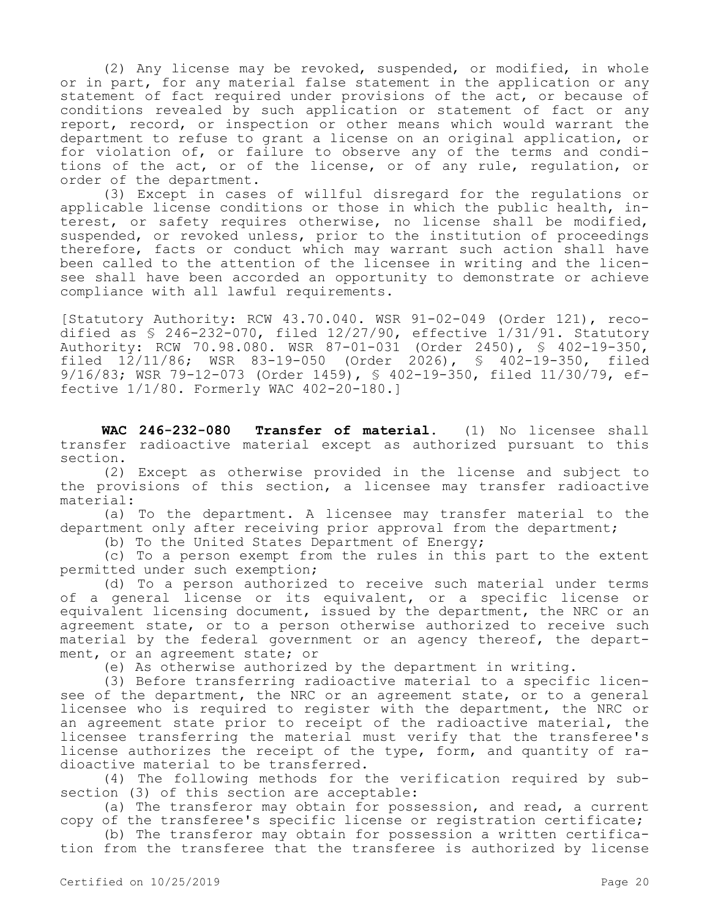(2) Any license may be revoked, suspended, or modified, in whole or in part, for any material false statement in the application or any statement of fact required under provisions of the act, or because of conditions revealed by such application or statement of fact or any report, record, or inspection or other means which would warrant the department to refuse to grant a license on an original application, or for violation of, or failure to observe any of the terms and conditions of the act, or of the license, or of any rule, regulation, or order of the department.

(3) Except in cases of willful disregard for the regulations or applicable license conditions or those in which the public health, interest, or safety requires otherwise, no license shall be modified, suspended, or revoked unless, prior to the institution of proceedings therefore, facts or conduct which may warrant such action shall have been called to the attention of the licensee in writing and the licensee shall have been accorded an opportunity to demonstrate or achieve compliance with all lawful requirements.

[Statutory Authority: RCW 43.70.040. WSR 91-02-049 (Order 121), recodified as § 246-232-070, filed 12/27/90, effective 1/31/91. Statutory Authority: RCW 70.98.080. WSR 87-01-031 (Order 2450), § 402-19-350, filed 12/11/86; WSR 83-19-050 (Order 2026), § 402-19-350, filed 9/16/83; WSR 79-12-073 (Order 1459), § 402-19-350, filed 11/30/79, effective 1/1/80. Formerly WAC 402-20-180.]

**WAC 246-232-080 Transfer of material.** (1) No licensee shall transfer radioactive material except as authorized pursuant to this section.

(2) Except as otherwise provided in the license and subject to the provisions of this section, a licensee may transfer radioactive material:

(a) To the department. A licensee may transfer material to the department only after receiving prior approval from the department;

(b) To the United States Department of Energy;

(c) To a person exempt from the rules in this part to the extent permitted under such exemption;

(d) To a person authorized to receive such material under terms of a general license or its equivalent, or a specific license or equivalent licensing document, issued by the department, the NRC or an agreement state, or to a person otherwise authorized to receive such material by the federal government or an agency thereof, the department, or an agreement state; or

(e) As otherwise authorized by the department in writing.

(3) Before transferring radioactive material to a specific licensee of the department, the NRC or an agreement state, or to a general licensee who is required to register with the department, the NRC or an agreement state prior to receipt of the radioactive material, the licensee transferring the material must verify that the transferee's license authorizes the receipt of the type, form, and quantity of radioactive material to be transferred.

(4) The following methods for the verification required by subsection (3) of this section are acceptable:

(a) The transferor may obtain for possession, and read, a current copy of the transferee's specific license or registration certificate;

(b) The transferor may obtain for possession a written certification from the transferee that the transferee is authorized by license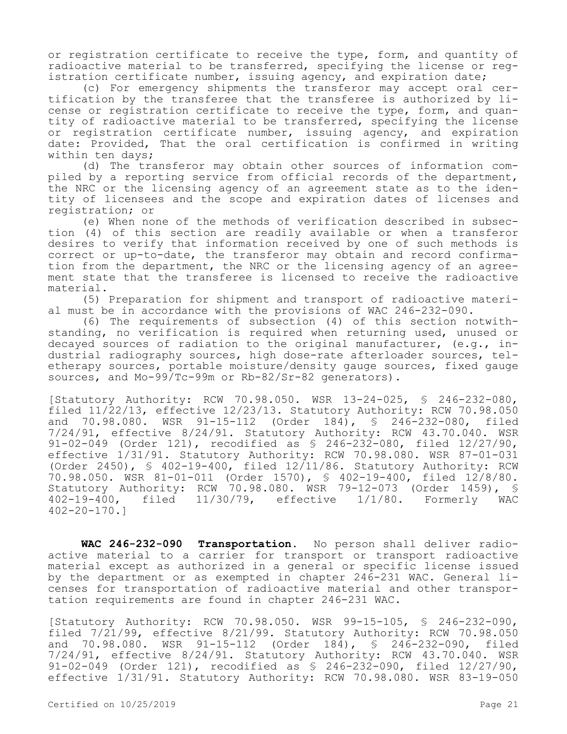or registration certificate to receive the type, form, and quantity of radioactive material to be transferred, specifying the license or registration certificate number, issuing agency, and expiration date;

(c) For emergency shipments the transferor may accept oral certification by the transferee that the transferee is authorized by license or registration certificate to receive the type, form, and quantity of radioactive material to be transferred, specifying the license or registration certificate number, issuing agency, and expiration date: Provided, That the oral certification is confirmed in writing within ten days;

(d) The transferor may obtain other sources of information compiled by a reporting service from official records of the department, the NRC or the licensing agency of an agreement state as to the identity of licensees and the scope and expiration dates of licenses and registration; or

(e) When none of the methods of verification described in subsection (4) of this section are readily available or when a transferor desires to verify that information received by one of such methods is correct or up-to-date, the transferor may obtain and record confirmation from the department, the NRC or the licensing agency of an agreement state that the transferee is licensed to receive the radioactive material.

(5) Preparation for shipment and transport of radioactive material must be in accordance with the provisions of WAC 246-232-090.

(6) The requirements of subsection (4) of this section notwithstanding, no verification is required when returning used, unused or decayed sources of radiation to the original manufacturer, (e.g., industrial radiography sources, high dose-rate afterloader sources, teletherapy sources, portable moisture/density gauge sources, fixed gauge sources, and Mo-99/Tc-99m or Rb-82/Sr-82 generators).

[Statutory Authority: RCW 70.98.050. WSR 13-24-025, § 246-232-080, filed 11/22/13, effective 12/23/13. Statutory Authority: RCW 70.98.050 and 70.98.080. WSR 91-15-112 (Order 184), § 246-232-080, filed 7/24/91, effective 8/24/91. Statutory Authority: RCW 43.70.040. WSR 91-02-049 (Order 121), recodified as § 246-232-080, filed 12/27/90, effective 1/31/91. Statutory Authority: RCW 70.98.080. WSR 87-01-031 (Order 2450), § 402-19-400, filed 12/11/86. Statutory Authority: RCW 70.98.050. WSR 81-01-011 (Order 1570), § 402-19-400, filed 12/8/80. Statutory Authority: RCW 70.98.080. WSR 79-12-073 (Order 1459), § 402-19-400, filed 11/30/79, effective 1/1/80. Formerly WAC 402-20-170.]

**WAC 246-232-090 Transportation.** No person shall deliver radioactive material to a carrier for transport or transport radioactive material except as authorized in a general or specific license issued by the department or as exempted in chapter 246-231 WAC. General licenses for transportation of radioactive material and other transportation requirements are found in chapter 246-231 WAC.

[Statutory Authority: RCW 70.98.050. WSR 99-15-105, § 246-232-090, filed 7/21/99, effective 8/21/99. Statutory Authority: RCW 70.98.050 and 70.98.080. WSR 91-15-112 (Order 184), § 246-232-090, filed 7/24/91, effective 8/24/91. Statutory Authority: RCW 43.70.040. WSR 91-02-049 (Order 121), recodified as § 246-232-090, filed 12/27/90, effective 1/31/91. Statutory Authority: RCW 70.98.080. WSR 83-19-050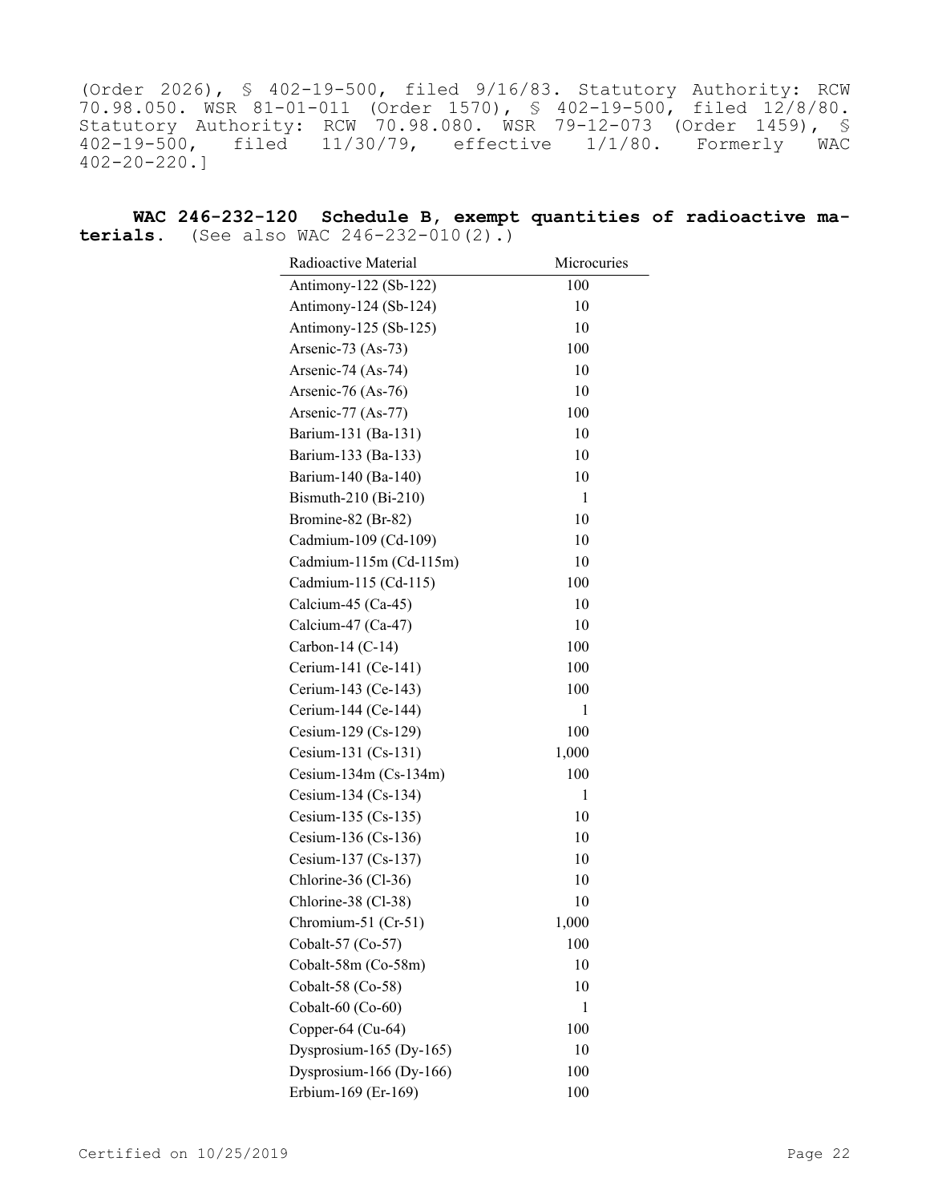(Order 2026), § 402-19-500, filed 9/16/83. Statutory Authority: RCW 70.98.050. WSR 81-01-011 (Order 1570), § 402-19-500, filed 12/8/80. Statutory Authority: RCW 70.98.080. WSR 79-12-073 (Order 1459), § 402-19-500, filed 11/30/79, effective 1/1/80. Formerly WAC 402-20-220.]

**WAC 246-232-120 Schedule B, exempt quantities of radioactive materials.** (See also WAC 246-232-010(2).)

| Radioactive Material | Microcuries |
|---|---|
| Antimony-122 (Sb-122) | 100 |
| Antimony-124 (Sb-124) | 10 |
| Antimony-125 (Sb-125) | 10 |
| Arsenic-73 (As-73) | 100 |
| Arsenic-74 (As-74) | 10 |
| Arsenic-76 (As-76) | 10 |
| Arsenic-77 (As-77) | 100 |
| Barium-131 (Ba-131) | 10 |
| Barium-133 (Ba-133) | 10 |
| Barium-140 (Ba-140) | 10 |
| Bismuth-210 (Bi-210) | 1 |
| Bromine-82 (Br-82) | 10 |
| Cadmium-109 (Cd-109) | 10 |
| Cadmium-115m (Cd-115m) | 10 |
| Cadmium-115 (Cd-115) | 100 |
| Calcium-45 (Ca-45) | 10 |
| Calcium-47 (Ca-47) | 10 |
| Carbon-14 (C-14) | 100 |
| Cerium-141 (Ce-141) | 100 |
| Cerium-143 (Ce-143) | 100 |
| Cerium-144 (Ce-144) | 1 |
| Cesium-129 (Cs-129) | 100 |
| Cesium-131 (Cs-131) | 1,000 |
| Cesium-134m (Cs-134m) | 100 |
| Cesium-134 (Cs-134) | 1 |
| Cesium-135 (Cs-135) | 10 |
| Cesium-136 (Cs-136) | 10 |
| Cesium-137 (Cs-137) | 10 |
| Chlorine-36 (Cl-36) | 10 |
| Chlorine-38 (Cl-38) | 10 |
| Chromium-51 (Cr-51) | 1,000 |
| Cobalt-57 (Co-57) | 100 |
| Cobalt-58m (Co-58m) | 10 |
| Cobalt-58 (Co-58) | 10 |
| Cobalt-60 (Co-60) | 1 |
| Copper-64 (Cu-64) | 100 |
| Dysprosium-165 (Dy-165) | 10 |
| Dysprosium-166 (Dy-166) | 100 |
| Erbium-169 (Er-169) | 100 |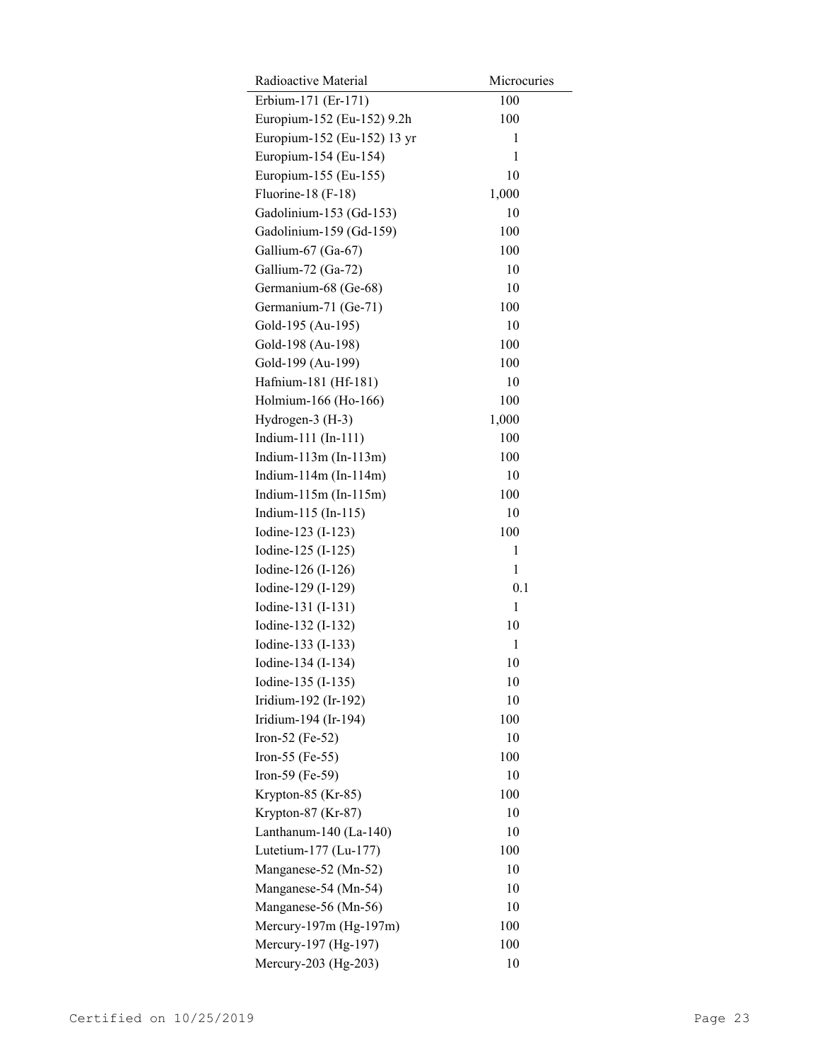| Radioactive Material | Microcuries |
| --- | --- |
| Erbium-171 (Er-171) | 100 |
| Europium-152 (Eu-152) 9.2h | 100 |
| Europium-152 (Eu-152) 13 yr | 1 |
| Europium-154 (Eu-154) | 1 |
| Europium-155 (Eu-155) | 10 |
| Fluorine-18 (F-18) | 1,000 |
| Gadolinium-153 (Gd-153) | 10 |
| Gadolinium-159 (Gd-159) | 100 |
| Gallium-67 (Ga-67) | 100 |
| Gallium-72 (Ga-72) | 10 |
| Germanium-68 (Ge-68) | 10 |
| Germanium-71 (Ge-71) | 100 |
| Gold-195 (Au-195) | 10 |
| Gold-198 (Au-198) | 100 |
| Gold-199 (Au-199) | 100 |
| Hafnium-181 (Hf-181) | 10 |
| Holmium-166 (Ho-166) | 100 |
| Hydrogen-3 (H-3) | 1,000 |
| Indium-111 (In-111) | 100 |
| Indium-113m (In-113m) | 100 |
| Indium-114m (In-114m) | 10 |
| Indium-115m (In-115m) | 100 |
| Indium-115 (In-115) | 10 |
| Iodine-123 (I-123) | 100 |
| Iodine-125 (I-125) | 1 |
| Iodine-126 (I-126) | 1 |
| Iodine-129 (I-129) | 0.1 |
| Iodine-131 (I-131) | 1 |
| Iodine-132 (I-132) | 10 |
| Iodine-133 (I-133) | 1 |
| Iodine-134 (I-134) | 10 |
| Iodine-135 (I-135) | 10 |
| Iridium-192 (Ir-192) | 10 |
| Iridium-194 (Ir-194) | 100 |
| Iron-52 (Fe-52) | 10 |
| Iron-55 (Fe-55) | 100 |
| Iron-59 (Fe-59) | 10 |
| Krypton-85 (Kr-85) | 100 |
| Krypton-87 (Kr-87) | 10 |
| Lanthanum-140 (La-140) | 10 |
| Lutetium-177 (Lu-177) | 100 |
| Manganese-52 (Mn-52) | 10 |
| Manganese-54 (Mn-54) | 10 |
| Manganese-56 (Mn-56) | 10 |
| Mercury-197m (Hg-197m) | 100 |
| Mercury-197 (Hg-197) | 100 |
| Mercury-203 (Hg-203) | 10 |

Certified on 10/25/2019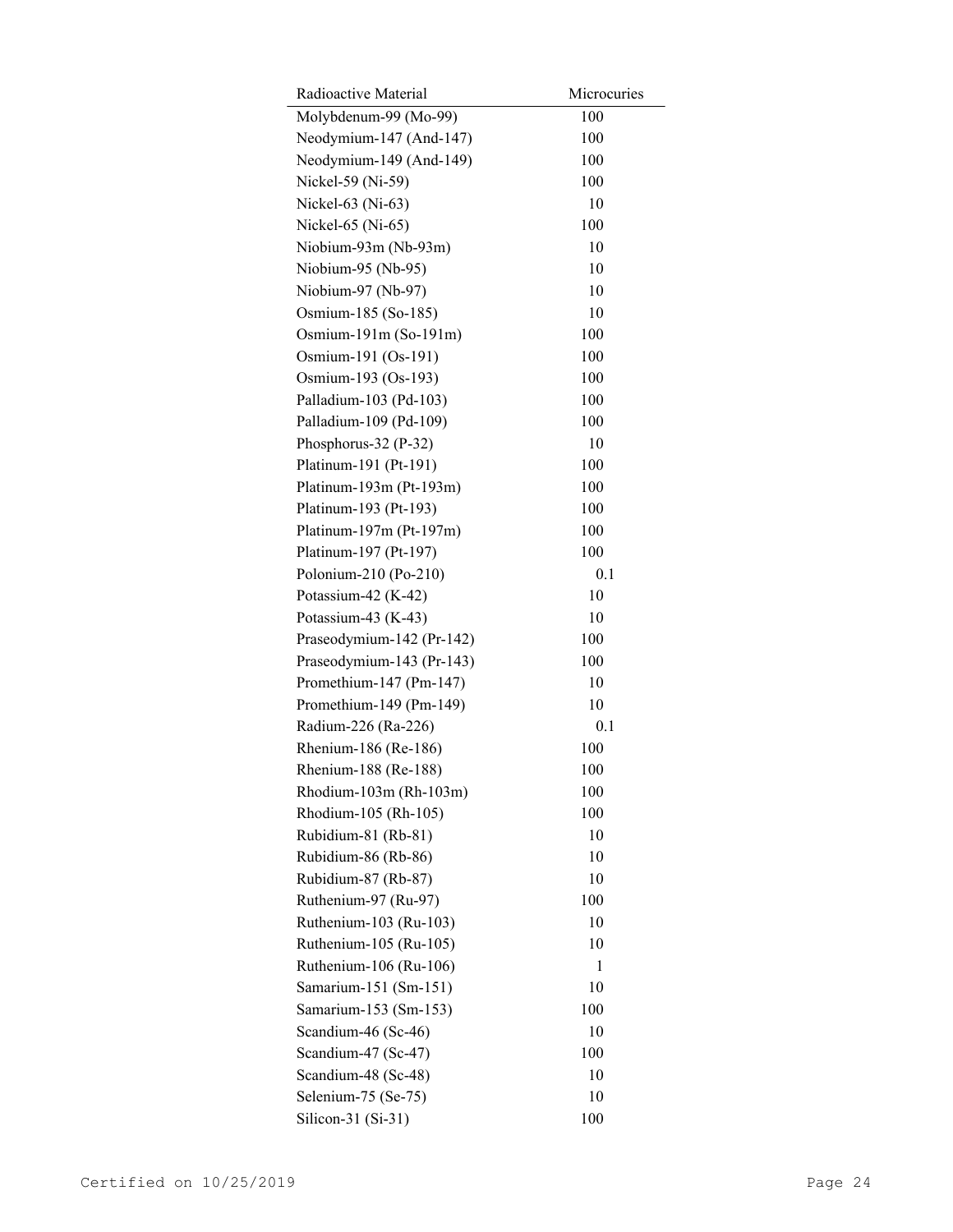| Radioactive Material | Microcuries |
|---|---|
| Molybdenum-99 (Mo-99) | 100 |
| Neodymium-147 (And-147) | 100 |
| Neodymium-149 (And-149) | 100 |
| Nickel-59 (Ni-59) | 100 |
| Nickel-63 (Ni-63) | 10 |
| Nickel-65 (Ni-65) | 100 |
| Niobium-93m (Nb-93m) | 10 |
| Niobium-95 (Nb-95) | 10 |
| Niobium-97 (Nb-97) | 10 |
| Osmium-185 (So-185) | 10 |
| Osmium-191m (So-191m) | 100 |
| Osmium-191 (Os-191) | 100 |
| Osmium-193 (Os-193) | 100 |
| Palladium-103 (Pd-103) | 100 |
| Palladium-109 (Pd-109) | 100 |
| Phosphorus-32 (P-32) | 10 |
| Platinum-191 (Pt-191) | 100 |
| Platinum-193m (Pt-193m) | 100 |
| Platinum-193 (Pt-193) | 100 |
| Platinum-197m (Pt-197m) | 100 |
| Platinum-197 (Pt-197) | 100 |
| Polonium-210 (Po-210) | 0.1 |
| Potassium-42 (K-42) | 10 |
| Potassium-43 (K-43) | 10 |
| Praseodymium-142 (Pr-142) | 100 |
| Praseodymium-143 (Pr-143) | 100 |
| Promethium-147 (Pm-147) | 10 |
| Promethium-149 (Pm-149) | 10 |
| Radium-226 (Ra-226) | 0.1 |
| Rhenium-186 (Re-186) | 100 |
| Rhenium-188 (Re-188) | 100 |
| Rhodium-103m (Rh-103m) | 100 |
| Rhodium-105 (Rh-105) | 100 |
| Rubidium-81 (Rb-81) | 10 |
| Rubidium-86 (Rb-86) | 10 |
| Rubidium-87 (Rb-87) | 10 |
| Ruthenium-97 (Ru-97) | 100 |
| Ruthenium-103 (Ru-103) | 10 |
| Ruthenium-105 (Ru-105) | 10 |
| Ruthenium-106 (Ru-106) | 1 |
| Samarium-151 (Sm-151) | 10 |
| Samarium-153 (Sm-153) | 100 |
| Scandium-46 (Sc-46) | 10 |
| Scandium-47 (Sc-47) | 100 |
| Scandium-48 (Sc-48) | 10 |
| Selenium-75 (Se-75) | 10 |
| Silicon-31 (Si-31) | 100 |

Certified on 10/25/2019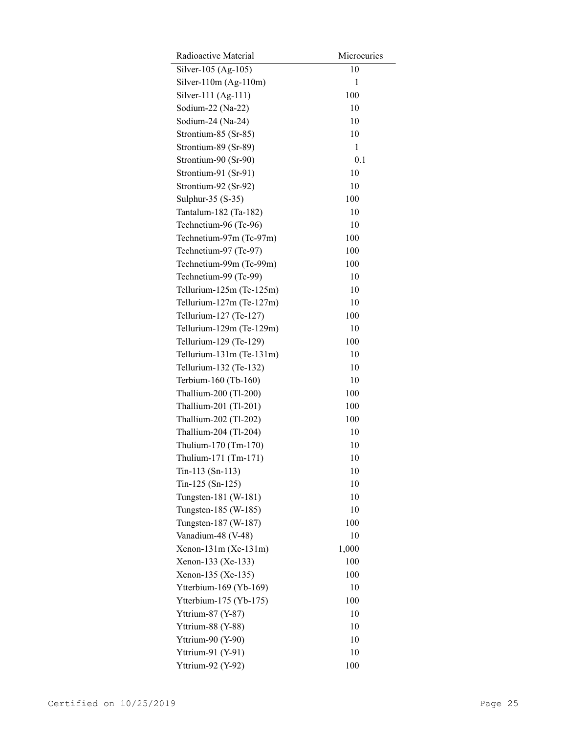| Radioactive Material | Microcuries |
| --- | --- |
| Silver-105 (Ag-105) | 10 |
| Silver-110m (Ag-110m) | 1 |
| Silver-111 (Ag-111) | 100 |
| Sodium-22 (Na-22) | 10 |
| Sodium-24 (Na-24) | 10 |
| Strontium-85 (Sr-85) | 10 |
| Strontium-89 (Sr-89) | 1 |
| Strontium-90 (Sr-90) | 0.1 |
| Strontium-91 (Sr-91) | 10 |
| Strontium-92 (Sr-92) | 10 |
| Sulphur-35 (S-35) | 100 |
| Tantalum-182 (Ta-182) | 10 |
| Technetium-96 (Tc-96) | 10 |
| Technetium-97m (Tc-97m) | 100 |
| Technetium-97 (Tc-97) | 100 |
| Technetium-99m (Tc-99m) | 100 |
| Technetium-99 (Tc-99) | 10 |
| Tellurium-125m (Te-125m) | 10 |
| Tellurium-127m (Te-127m) | 10 |
| Tellurium-127 (Te-127) | 100 |
| Tellurium-129m (Te-129m) | 10 |
| Tellurium-129 (Te-129) | 100 |
| Tellurium-131m (Te-131m) | 10 |
| Tellurium-132 (Te-132) | 10 |
| Terbium-160 (Tb-160) | 10 |
| Thallium-200 (Tl-200) | 100 |
| Thallium-201 (Tl-201) | 100 |
| Thallium-202 (Tl-202) | 100 |
| Thallium-204 (Tl-204) | 10 |
| Thulium-170 (Tm-170) | 10 |
| Thulium-171 (Tm-171) | 10 |
| Tin-113 (Sn-113) | 10 |
| Tin-125 (Sn-125) | 10 |
| Tungsten-181 (W-181) | 10 |
| Tungsten-185 (W-185) | 10 |
| Tungsten-187 (W-187) | 100 |
| Vanadium-48 (V-48) | 10 |
| Xenon-131m (Xe-131m) | 1,000 |
| Xenon-133 (Xe-133) | 100 |
| Xenon-135 (Xe-135) | 100 |
| Ytterbium-169 (Yb-169) | 10 |
| Ytterbium-175 (Yb-175) | 100 |
| Yttrium-87 (Y-87) | 10 |
| Yttrium-88 (Y-88) | 10 |
| Yttrium-90 (Y-90) | 10 |
| Yttrium-91 (Y-91) | 10 |
| Yttrium-92 (Y-92) | 100 |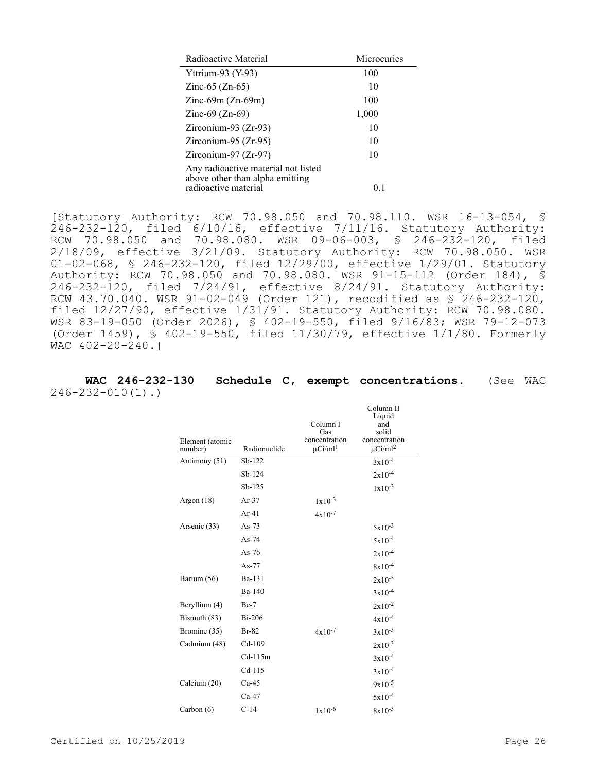| Radioactive Material | Microcuries |
|---|---|
| Yttrium-93 (Y-93) | 100 |
| Zinc-65 (Zn-65) | 10 |
| Zinc-69m (Zn-69m) | 100 |
| Zinc-69 (Zn-69) | 1,000 |
| Zirconium-93 (Zr-93) | 10 |
| Zirconium-95 (Zr-95) | 10 |
| Zirconium-97 (Zr-97) | 10 |
| Any radioactive material not listed above other than alpha emitting radioactive material | 0.1 |

[Statutory Authority: RCW 70.98.050 and 70.98.110. WSR 16-13-054, § 246-232-120, filed 6/10/16, effective 7/11/16. Statutory Authority: RCW 70.98.050 and 70.98.080. WSR 09-06-003, § 246-232-120, filed 2/18/09, effective 3/21/09. Statutory Authority: RCW 70.98.050. WSR 01-02-068, § 246-232-120, filed 12/29/00, effective 1/29/01. Statutory Authority: RCW 70.98.050 and 70.98.080. WSR 91-15-112 (Order 184), § 246-232-120, filed 7/24/91, effective 8/24/91. Statutory Authority: RCW 43.70.040. WSR 91-02-049 (Order 121), recodified as § 246-232-120, filed 12/27/90, effective 1/31/91. Statutory Authority: RCW 70.98.080. WSR 83-19-050 (Order 2026), § 402-19-550, filed 9/16/83; WSR 79-12-073 (Order 1459), § 402-19-550, filed 11/30/79, effective 1/1/80. Formerly WAC 402-20-240.]

**WAC 246-232-130 Schedule C, exempt concentrations.** (See WAC 246-232-010(1).)

| Element (atomic number) | Radionuclide | Column I Gas concentration µCi/ml[1] | Column II Liquid and solid concentration µCi/ml[2] |
|---|---|---|---|
| Antimony (51) | Sb-122 | | $3x10^{-4}$ |
| | Sb-124 | | $2x10^{-4}$ |
| | Sb-125 | | $1x10^{-3}$ |
| Argon (18) | Ar-37 | $1x10^{-3}$ | |
| | Ar-41 | $4x10^{-7}$ | |
| Arsenic (33) | As-73 | | $5x10^{-3}$ |
| | As-74 | | $5x10^{-4}$ |
| | As-76 | | $2x10^{-4}$ |
| | As-77 | | $8x10^{-4}$ |
| Barium (56) | Ba-131 | | $2x10^{-3}$ |
| | Ba-140 | | $3x10^{-4}$ |
| Beryllium (4) | Be-7 | | $2x10^{-2}$ |
| Bismuth (83) | Bi-206 | | $4x10^{-4}$ |
| Bromine (35) | Br-82 | $4x10^{-7}$ | $3x10^{-3}$ |
| Cadmium (48) | Cd-109 | | $2x10^{-3}$ |
| | Cd-115m | | $3x10^{-4}$ |
| | Cd-115 | | $3x10^{-4}$ |
| Calcium (20) | Ca-45 | | $9x10^{-5}$ |
| | Ca-47 | | $5x10^{-4}$ |
| Carbon (6) | C-14 | $1x10^{-6}$ | $8x10^{-3}$ |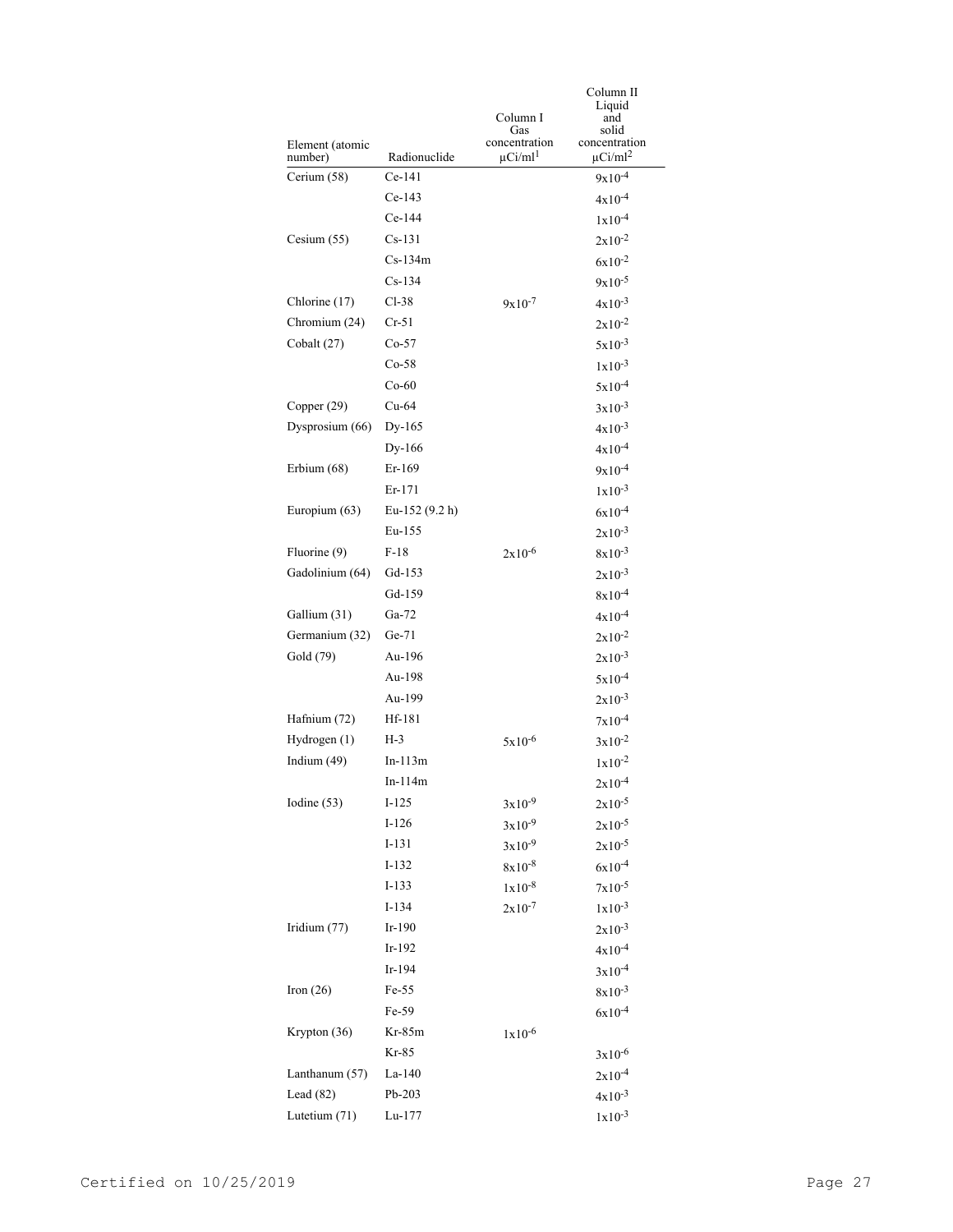| Element (atomic number) | Radionuclide | Column I Gas concentration μCi/ml[1] | Column II Liquid and solid concentration μCi/ml[2] |
|---|---|---|---|
| Cerium (58) | Ce-141 | | $9x10^{-4}$ |
| | Ce-143 | | $4x10^{-4}$ |
| | Ce-144 | | $1x10^{-4}$ |
| Cesium (55) | Cs-131 | | $2x10^{-2}$ |
| | Cs-134m | | $6x10^{-2}$ |
| | Cs-134 | | $9x10^{-5}$ |
| Chlorine (17) | Cl-38 | $9x10^{-7}$ | $4x10^{-3}$ |
| Chromium (24) | Cr-51 | | $2x10^{-2}$ |
| Cobalt (27) | Co-57 | | $5x10^{-3}$ |
| | Co-58 | | $1x10^{-3}$ |
| | Co-60 | | $5x10^{-4}$ |
| Copper (29) | Cu-64 | | $3x10^{-3}$ |
| Dysprosium (66) | Dy-165 | | $4x10^{-3}$ |
| | Dy-166 | | $4x10^{-4}$ |
| Erbium (68) | Er-169 | | $9x10^{-4}$ |
| | Er-171 | | $1x10^{-3}$ |
| Europium (63) | Eu-152 (9.2 h) | | $6x10^{-4}$ |
| | Eu-155 | | $2x10^{-3}$ |
| Fluorine (9) | F-18 | $2x10^{-6}$ | $8x10^{-3}$ |
| Gadolinium (64) | Gd-153 | | $2x10^{-3}$ |
| | Gd-159 | | $8x10^{-4}$ |
| Gallium (31) | Ga-72 | | $4x10^{-4}$ |
| Germanium (32) | Ge-71 | | $2x10^{-2}$ |
| Gold (79) | Au-196 | | $2x10^{-3}$ |
| | Au-198 | | $5x10^{-4}$ |
| | Au-199 | | $2x10^{-3}$ |
| Hafnium (72) | Hf-181 | | $7x10^{-4}$ |
| Hydrogen (1) | H-3 | $5x10^{-6}$ | $3x10^{-2}$ |
| Indium (49) | In-113m | | $1x10^{-2}$ |
| | In-114m | | $2x10^{-4}$ |
| Iodine (53) | I-125 | $3x10^{-9}$ | $2x10^{-5}$ |
| | I-126 | $3x10^{-9}$ | $2x10^{-5}$ |
| | I-131 | $3x10^{-9}$ | $2x10^{-5}$ |
| | I-132 | $8x10^{-8}$ | $6x10^{-4}$ |
| | I-133 | $1x10^{-8}$ | $7x10^{-5}$ |
| | I-134 | $2x10^{-7}$ | $1x10^{-3}$ |
| Iridium (77) | Ir-190 | | $2x10^{-3}$ |
| | Ir-192 | | $4x10^{-4}$ |
| | Ir-194 | | $3x10^{-4}$ |
| Iron (26) | Fe-55 | | $8x10^{-3}$ |
| | Fe-59 | | $6x10^{-4}$ |
| Krypton (36) | Kr-85m | $1x10^{-6}$ | |
| | Kr-85 | | $3x10^{-6}$ |
| Lanthanum (57) | La-140 | | $2x10^{-4}$ |
| Lead (82) | Pb-203 | | $4x10^{-3}$ |
| Lutetium (71) | Lu-177 | | $1x10^{-3}$ |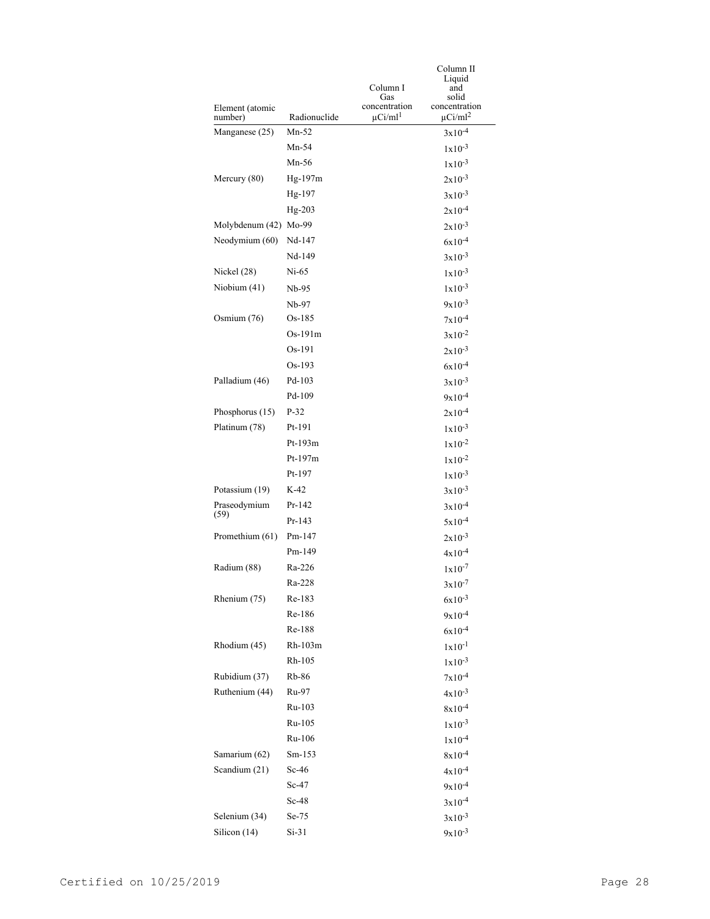| Element (atomic number) | Radionuclide | Column I Gas concentration µCi/ml[1] | Column II Liquid and solid concentration µCi/ml[2] |
|---|---|---|---|
| Manganese (25) | Mn-52 | | $3x10^{-4}$ |
| | Mn-54 | | $1x10^{-3}$ |
| | Mn-56 | | $1x10^{-3}$ |
| Mercury (80) | Hg-197m | | $2x10^{-3}$ |
| | Hg-197 | | $3x10^{-3}$ |
| | Hg-203 | | $2x10^{-4}$ |
| Molybdenum (42) | Mo-99 | | $2x10^{-3}$ |
| Neodymium (60) | Nd-147 | | $6x10^{-4}$ |
| | Nd-149 | | $3x10^{-3}$ |
| Nickel (28) | Ni-65 | | $1x10^{-3}$ |
| Niobium (41) | Nb-95 | | $1x10^{-3}$ |
| | Nb-97 | | $9x10^{-3}$ |
| Osmium (76) | Os-185 | | $7x10^{-4}$ |
| | Os-191m | | $3x10^{-2}$ |
| | Os-191 | | $2x10^{-3}$ |
| | Os-193 | | $6x10^{-4}$ |
| Palladium (46) | Pd-103 | | $3x10^{-3}$ |
| | Pd-109 | | $9x10^{-4}$ |
| Phosphorus (15) | P-32 | | $2x10^{-4}$ |
| Platinum (78) | Pt-191 | | $1x10^{-3}$ |
| | Pt-193m | | $1x10^{-2}$ |
| | Pt-197m | | $1x10^{-2}$ |
| | Pt-197 | | $1x10^{-3}$ |
| Potassium (19) | K-42 | | $3x10^{-3}$ |
| Praseodymium (59) | Pr-142 | | $3x10^{-4}$ |
| | Pr-143 | | $5x10^{-4}$ |
| Promethium (61) | Pm-147 | | $2x10^{-3}$ |
| | Pm-149 | | $4x10^{-4}$ |
| Radium (88) | Ra-226 | | $1x10^{-7}$ |
| | Ra-228 | | $3x10^{-7}$ |
| Rhenium (75) | Re-183 | | $6x10^{-3}$ |
| | Re-186 | | $9x10^{-4}$ |
| | Re-188 | | $6x10^{-4}$ |
| Rhodium (45) | Rh-103m | | $1x10^{-1}$ |
| | Rh-105 | | $1x10^{-3}$ |
| Rubidium (37) | Rb-86 | | $7x10^{-4}$ |
| Ruthenium (44) | Ru-97 | | $4x10^{-3}$ |
| | Ru-103 | | $8x10^{-4}$ |
| | Ru-105 | | $1x10^{-3}$ |
| | Ru-106 | | $1x10^{-4}$ |
| Samarium (62) | Sm-153 | | $8x10^{-4}$ |
| Scandium (21) | Sc-46 | | $4x10^{-4}$ |
| | Sc-47 | | $9x10^{-4}$ |
| | Sc-48 | | $3x10^{-4}$ |
| Selenium (34) | Se-75 | | $3x10^{-3}$ |
| Silicon (14) | Si-31 | | $9x10^{-3}$ |

Certified on 10/25/2019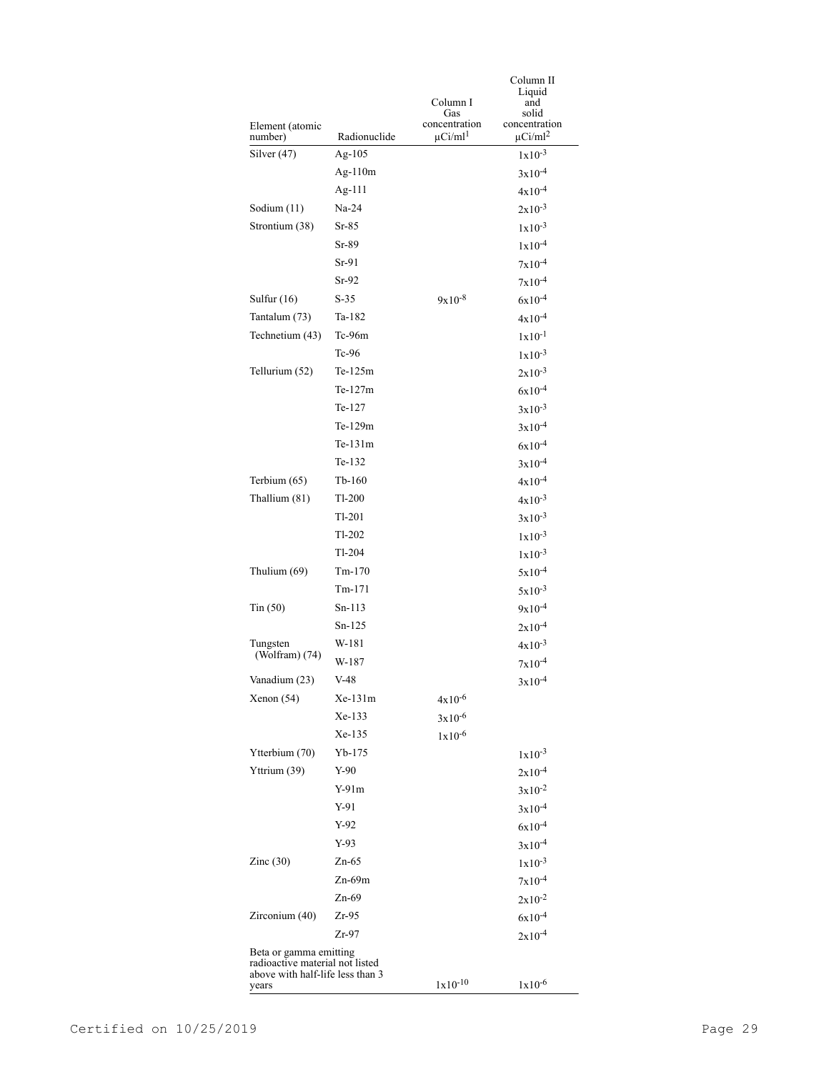| Element (atomic number) | Radionuclide | Column I Gas concentration μCi/ml[1] | Column II Liquid and solid concentration μCi/ml[2] |
|---|---|---|---|
| Silver (47) | Ag-105 | | $1x10^{-3}$ |
| | Ag-110m | | $3x10^{-4}$ |
| | Ag-111 | | $4x10^{-4}$ |
| Sodium (11) | Na-24 | | $2x10^{-3}$ |
| Strontium (38) | Sr-85 | | $1x10^{-3}$ |
| | Sr-89 | | $1x10^{-4}$ |
| | Sr-91 | | $7x10^{-4}$ |
| | Sr-92 | | $7x10^{-4}$ |
| Sulfur (16) | S-35 | $9x10^{-8}$ | $6x10^{-4}$ |
| Tantalum (73) | Ta-182 | | $4x10^{-4}$ |
| Technetium (43) | Tc-96m | | $1x10^{-1}$ |
| | Tc-96 | | $1x10^{-3}$ |
| Tellurium (52) | Te-125m | | $2x10^{-3}$ |
| | Te-127m | | $6x10^{-4}$ |
| | Te-127 | | $3x10^{-3}$ |
| | Te-129m | | $3x10^{-4}$ |
| | Te-131m | | $6x10^{-4}$ |
| | Te-132 | | $3x10^{-4}$ |
| Terbium (65) | Tb-160 | | $4x10^{-4}$ |
| Thallium (81) | Tl-200 | | $4x10^{-3}$ |
| | Tl-201 | | $3x10^{-3}$ |
| | Tl-202 | | $1x10^{-3}$ |
| | Tl-204 | | $1x10^{-3}$ |
| Thulium (69) | Tm-170 | | $5x10^{-4}$ |
| | Tm-171 | | $5x10^{-3}$ |
| Tin (50) | Sn-113 | | $9x10^{-4}$ |
| | Sn-125 | | $2x10^{-4}$ |
| Tungsten (Wolfram) (74) | W-181 | | $4x10^{-3}$ |
| | W-187 | | $7x10^{-4}$ |
| Vanadium (23) | V-48 | | $3x10^{-4}$ |
| Xenon (54) | Xe-131m | $4x10^{-6}$ | |
| | Xe-133 | $3x10^{-6}$ | |
| | Xe-135 | $1x10^{-6}$ | |
| Ytterbium (70) | Yb-175 | | $1x10^{-3}$ |
| Yttrium (39) | Y-90 | | $2x10^{-4}$ |
| | Y-91m | | $3x10^{-2}$ |
| | Y-91 | | $3x10^{-4}$ |
| | Y-92 | | $6x10^{-4}$ |
| | Y-93 | | $3x10^{-4}$ |
| Zinc (30) | Zn-65 | | $1x10^{-3}$ |
| | Zn-69m | | $7x10^{-4}$ |
| | Zn-69 | | $2x10^{-2}$ |
| Zirconium (40) | Zr-95 | | $6x10^{-4}$ |
| | Zr-97 | | $2x10^{-4}$ |
| Beta or gamma emitting radioactive material not listed above with half-life less than 3 years | | $1x10^{-10}$ | $1x10^{-6}$ |

Certified on 10/25/2019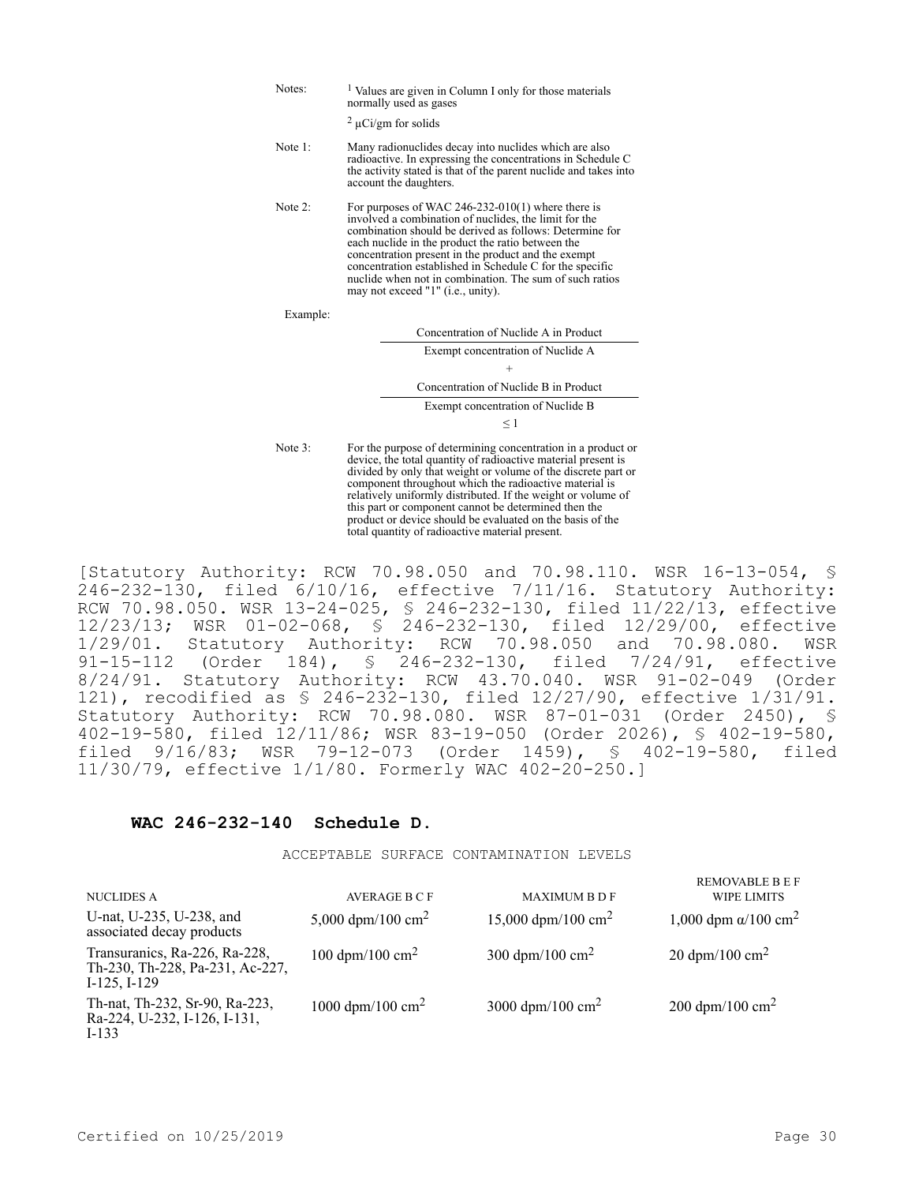Notes: [1] Values are given in Column I only for those materials normally used as gases

[2] µCi/gm for solids

Note 1: Many radionuclides decay into nuclides which are also radioactive. In expressing the concentrations in Schedule C the activity stated is that of the parent nuclide and takes into account the daughters.

Note 2: For purposes of WAC 246-232-010(1) where there is involved a combination of nuclides, the limit for the combination should be derived as follows: Determine for each nuclide in the product the ratio between the concentration present in the product and the exempt concentration established in Schedule C for the specific nuclide when not in combination. The sum of such ratios may not exceed "1" (i.e., unity).

Example:

$$\frac{\text{Concentration of Nuclide A in Product}}{\text{Exempt concentration of Nuclide A}} + \frac{\text{Concentration of Nuclide B in Product}}{\text{Exempt concentration of Nuclide B}} \leq 1$$

Note 3: For the purpose of determining concentration in a product or device, the total quantity of radioactive material present is divided by only that weight or volume of the discrete part or component throughout which the radioactive material is relatively uniformly distributed. If the weight or volume of this part or component cannot be determined then the product or device should be evaluated on the basis of the total quantity of radioactive material present.

[Statutory Authority: RCW 70.98.050 and 70.98.110. WSR 16-13-054, § 246-232-130, filed 6/10/16, effective 7/11/16. Statutory Authority: RCW 70.98.050. WSR 13-24-025, § 246-232-130, filed 11/22/13, effective 12/23/13; WSR 01-02-068, § 246-232-130, filed 12/29/00, effective 1/29/01. Statutory Authority: RCW 70.98.050 and 70.98.080. WSR 91-15-112 (Order 184), § 246-232-130, filed 7/24/91, effective 8/24/91. Statutory Authority: RCW 43.70.040. WSR 91-02-049 (Order 121), recodified as § 246-232-130, filed 12/27/90, effective 1/31/91. Statutory Authority: RCW 70.98.080. WSR 87-01-031 (Order 2450), § 402-19-580, filed 12/11/86; WSR 83-19-050 (Order 2026), § 402-19-580, filed 9/16/83; WSR 79-12-073 (Order 1459), § 402-19-580, filed 11/30/79, effective 1/1/80. Formerly WAC 402-20-250.]

## WAC 246-232-140 Schedule D.

ACCEPTABLE SURFACE CONTAMINATION LEVELS

| NUCLIDES A | AVERAGE B C F | MAXIMUM B D F | REMOVABLE B E F WIPE LIMITS |
|---|---|---|---|
| U-nat, U-235, U-238, and associated decay products | 5,000 dpm/100 $cm^2$ | 15,000 dpm/100 $cm^2$ | 1,000 dpm $\alpha$/100 $cm^2$ |
| Transuranics, Ra-226, Ra-228, Th-230, Th-228, Pa-231, Ac-227, I-125, I-129 | 100 dpm/100 $cm^2$ | 300 dpm/100 $cm^2$ | 20 dpm/100 $cm^2$ |
| Th-nat, Th-232, Sr-90, Ra-223, Ra-224, U-232, I-126, I-131, I-133 | 1000 dpm/100 $cm^2$ | 3000 dpm/100 $cm^2$ | 200 dpm/100 $cm^2$ |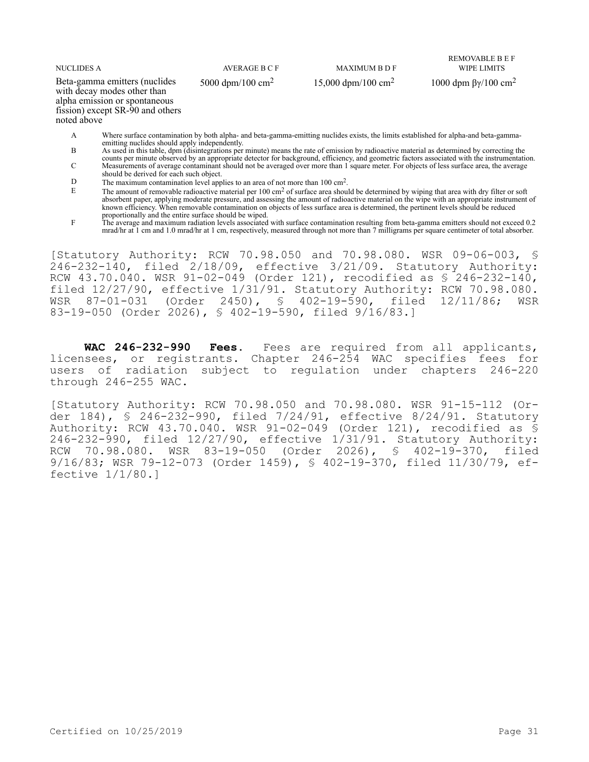| NUCLIDES A | AVERAGE B C F | MAXIMUM B D F | REMOVABLE B E F WIPE LIMITS |
|---|---|---|---|
| Beta-gamma emitters (nuclides with decay modes other than alpha emission or spontaneous fission) except SR-90 and others noted above | 5000 dpm/100 $cm^2$ | 15,000 dpm/100 $cm^2$ | 1000 dpm $\beta\gamma$/100 $cm^2$ |

A Where surface contamination by both alpha- and beta-gamma-emitting nuclides exists, the limits established for alpha-and beta-gamma-emitting nuclides should apply independently.

B As used in this table, dpm (disintegrations per minute) means the rate of emission by radioactive material as determined by correcting the counts per minute observed by an appropriate detector for background, efficiency, and geometric factors associated with the instrumentation.

C Measurements of average contaminant should not be averaged over more than 1 square meter. For objects of less surface area, the average should be derived for each such object.

D The maximum contamination level applies to an area of not more than 100 $cm^2$.

E The amount of removable radioactive material per 100 $cm^2$ of surface area should be determined by wiping that area with dry filter or soft absorbent paper, applying moderate pressure, and assessing the amount of radioactive material on the wipe with an appropriate instrument of known efficiency. When removable contamination on objects of less surface area is determined, the pertinent levels should be reduced proportionally and the entire surface should be wiped.

F The average and maximum radiation levels associated with surface contamination resulting from beta-gamma emitters should not exceed 0.2 mrad/hr at 1 cm and 1.0 mrad/hr at 1 cm, respectively, measured through not more than 7 milligrams per square centimeter of total absorber.

[Statutory Authority: RCW 70.98.050 and 70.98.080. WSR 09-06-003, § 246-232-140, filed 2/18/09, effective 3/21/09. Statutory Authority: RCW 43.70.040. WSR 91-02-049 (Order 121), recodified as § 246-232-140, filed 12/27/90, effective 1/31/91. Statutory Authority: RCW 70.98.080. WSR 87-01-031 (Order 2450), § 402-19-590, filed 12/11/86; WSR 83-19-050 (Order 2026), § 402-19-590, filed 9/16/83.]

**WAC 246-232-990 Fees.** Fees are required from all applicants, licensees, or registrants. Chapter 246-254 WAC specifies fees for users of radiation subject to regulation under chapters 246-220 through 246-255 WAC.

[Statutory Authority: RCW 70.98.050 and 70.98.080. WSR 91-15-112 (Order 184), § 246-232-990, filed 7/24/91, effective 8/24/91. Statutory Authority: RCW 43.70.040. WSR 91-02-049 (Order 121), recodified as § 246-232-990, filed 12/27/90, effective 1/31/91. Statutory Authority: RCW 70.98.080. WSR 83-19-050 (Order 2026), § 402-19-370, filed 9/16/83; WSR 79-12-073 (Order 1459), § 402-19-370, filed 11/30/79, effective 1/1/80.]